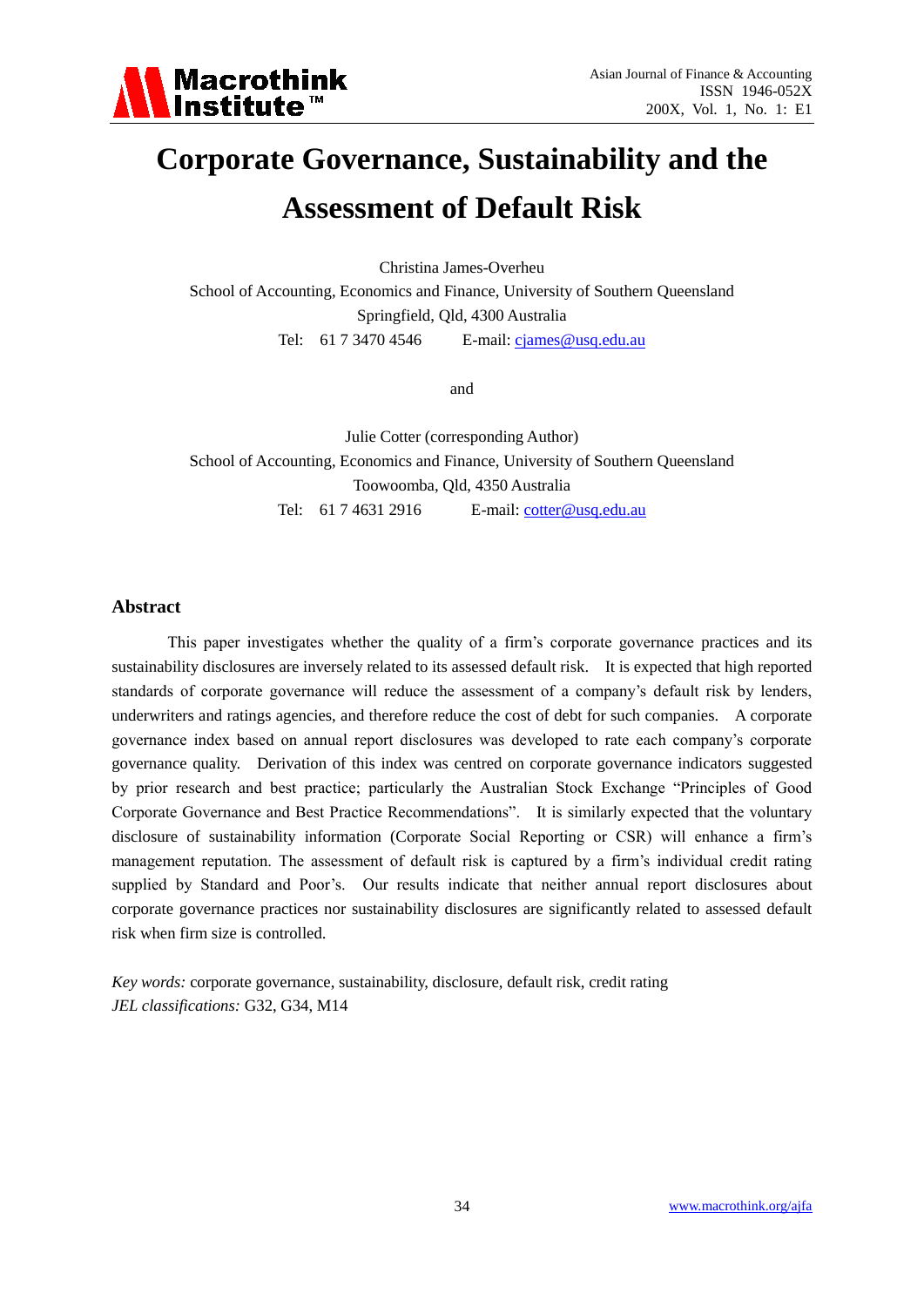# Corporate Governance, Sustainability and the Assessment of Default Risk

Christina James-Overheu

School of Accounting, Economics and Finance, University of Southern Queensland

Springfield, Qld, 4300 Australia

Tel: 61 7 3470 4546 E-mail: cjames@usq.edu.au

and

Julie Cotter (corresponding Author)

School of Accounting, Economics and Finance, University of Southern Queensland

Toowoomba, Qld, 4350 Australia

Tel: 61 7 4631 2916 E-mail: cotter@usq.edu.au

## Abstract

This paper investigates whether the quality of a firm's corporate governance practices and its sustainability disclosures are inversely related to its assessed default risk. It is expected that high reported standards of corporate governance will reduce the assessment of a company's default risk by lenders, underwriters and ratings agencies, and therefore reduce the cost of debt for such companies. A corporate governance index based on annual report disclosures was developed to rate each company's corporate governance quality. Derivation of this index was centred on corporate governance indicators suggested by prior research and best practice; particularly the Australian Stock Exchange "Principles of Good Corporate Governance and Best Practice Recommendations". It is similarly expected that the voluntary disclosure of sustainability information (Corporate Social Reporting or CSR) will enhance a firm's management reputation. The assessment of default risk is captured by a firm's individual credit rating supplied by Standard and Poor's. Our results indicate that neither annual report disclosures about corporate governance practices nor sustainability disclosures are significantly related to assessed default risk when firm size is controlled.

*Key words:* corporate governance, sustainability, disclosure, default risk, credit rating

*JEL classifications:* G32, G34, M14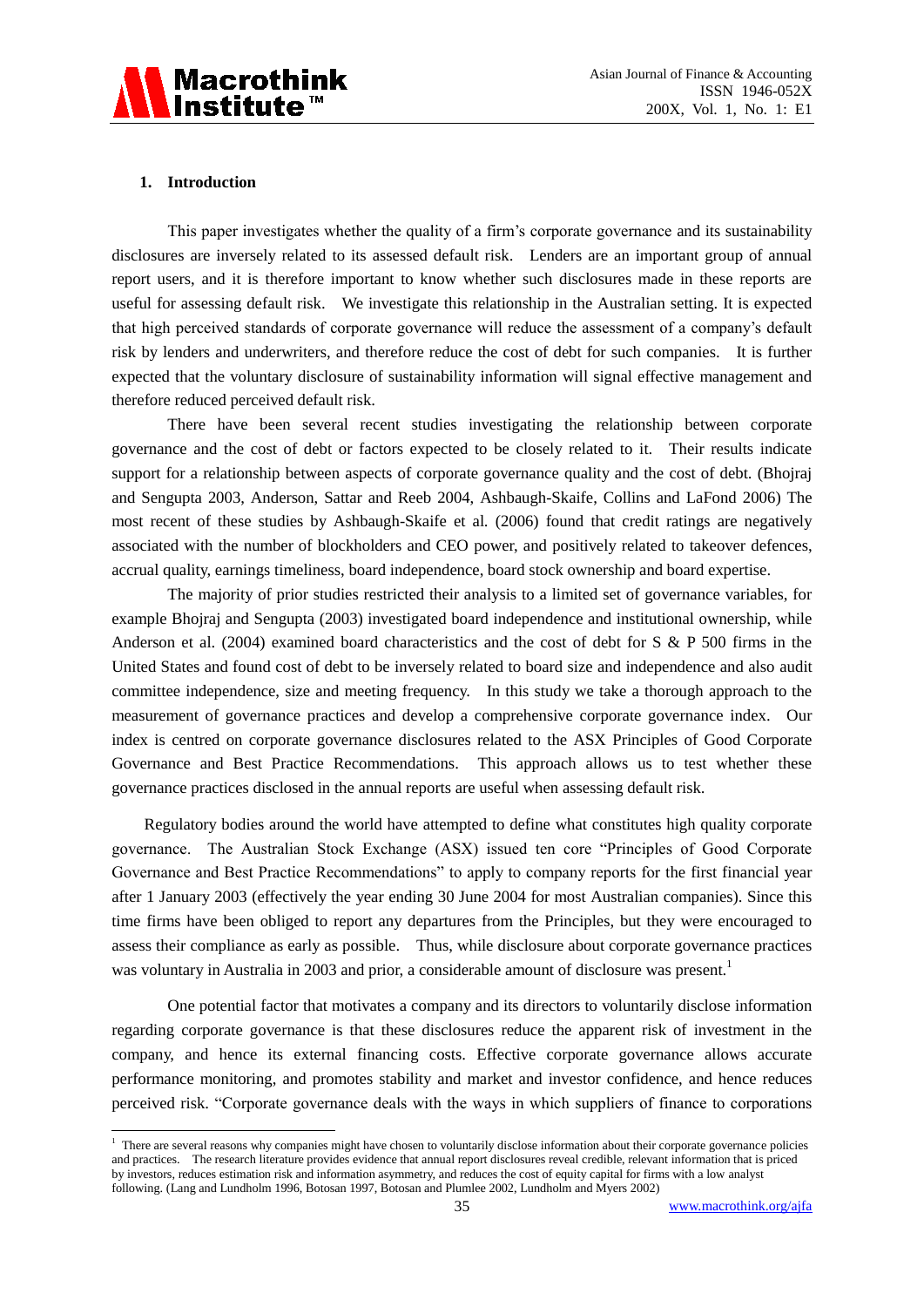## 1. Introduction

This paper investigates whether the quality of a firm's corporate governance and its sustainability disclosures are inversely related to its assessed default risk. Lenders are an important group of annual report users, and it is therefore important to know whether such disclosures made in these reports are useful for assessing default risk. We investigate this relationship in the Australian setting. It is expected that high perceived standards of corporate governance will reduce the assessment of a company's default risk by lenders and underwriters, and therefore reduce the cost of debt for such companies. It is further expected that the voluntary disclosure of sustainability information will signal effective management and therefore reduced perceived default risk.

There have been several recent studies investigating the relationship between corporate governance and the cost of debt or factors expected to be closely related to it. Their results indicate support for a relationship between aspects of corporate governance quality and the cost of debt. (Bhojraj and Sengupta 2003, Anderson, Sattar and Reeb 2004, Ashbaugh-Skaife, Collins and LaFond 2006) The most recent of these studies by Ashbaugh-Skaife et al. (2006) found that credit ratings are negatively associated with the number of blockholders and CEO power, and positively related to takeover defences, accrual quality, earnings timeliness, board independence, board stock ownership and board expertise.

The majority of prior studies restricted their analysis to a limited set of governance variables, for example Bhojraj and Sengupta (2003) investigated board independence and institutional ownership, while Anderson et al. (2004) examined board characteristics and the cost of debt for S & P 500 firms in the United States and found cost of debt to be inversely related to board size and independence and also audit committee independence, size and meeting frequency. In this study we take a thorough approach to the measurement of governance practices and develop a comprehensive corporate governance index. Our index is centred on corporate governance disclosures related to the ASX Principles of Good Corporate Governance and Best Practice Recommendations. This approach allows us to test whether these governance practices disclosed in the annual reports are useful when assessing default risk.

Regulatory bodies around the world have attempted to define what constitutes high quality corporate governance. The Australian Stock Exchange (ASX) issued ten core "Principles of Good Corporate Governance and Best Practice Recommendations" to apply to company reports for the first financial year after 1 January 2003 (effectively the year ending 30 June 2004 for most Australian companies). Since this time firms have been obliged to report any departures from the Principles, but they were encouraged to assess their compliance as early as possible. Thus, while disclosure about corporate governance practices was voluntary in Australia in 2003 and prior, a considerable amount of disclosure was present.[1]

One potential factor that motivates a company and its directors to voluntarily disclose information regarding corporate governance is that these disclosures reduce the apparent risk of investment in the company, and hence its external financing costs. Effective corporate governance allows accurate performance monitoring, and promotes stability and market and investor confidence, and hence reduces perceived risk. "Corporate governance deals with the ways in which suppliers of finance to corporations

[1] There are several reasons why companies might have chosen to voluntarily disclose information about their corporate governance policies and practices. The research literature provides evidence that annual report disclosures reveal credible, relevant information that is priced by investors, reduces estimation risk and information asymmetry, and reduces the cost of equity capital for firms with a low analyst following. (Lang and Lundholm 1996, Botosan 1997, Botosan and Plumlee 2002, Lundholm and Myers 2002)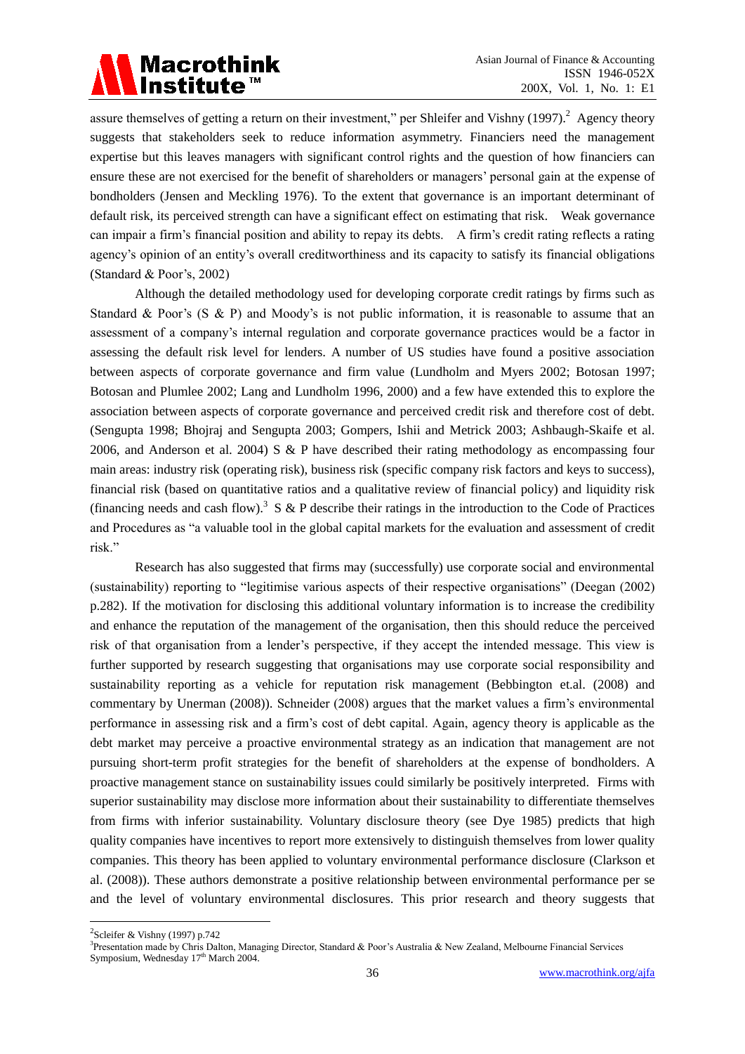assure themselves of getting a return on their investment," per Shleifer and Vishny (1997).[2] Agency theory suggests that stakeholders seek to reduce information asymmetry. Financiers need the management expertise but this leaves managers with significant control rights and the question of how financiers can ensure these are not exercised for the benefit of shareholders or managers' personal gain at the expense of bondholders (Jensen and Meckling 1976). To the extent that governance is an important determinant of default risk, its perceived strength can have a significant effect on estimating that risk. Weak governance can impair a firm's financial position and ability to repay its debts. A firm's credit rating reflects a rating agency's opinion of an entity's overall creditworthiness and its capacity to satisfy its financial obligations (Standard & Poor's, 2002)

Although the detailed methodology used for developing corporate credit ratings by firms such as Standard & Poor's (S & P) and Moody's is not public information, it is reasonable to assume that an assessment of a company's internal regulation and corporate governance practices would be a factor in assessing the default risk level for lenders. A number of US studies have found a positive association between aspects of corporate governance and firm value (Lundholm and Myers 2002; Botosan 1997; Botosan and Plumlee 2002; Lang and Lundholm 1996, 2000) and a few have extended this to explore the association between aspects of corporate governance and perceived credit risk and therefore cost of debt. (Sengupta 1998; Bhojraj and Sengupta 2003; Gompers, Ishii and Metrick 2003; Ashbaugh-Skaife et al. 2006, and Anderson et al. 2004) S & P have described their rating methodology as encompassing four main areas: industry risk (operating risk), business risk (specific company risk factors and keys to success), financial risk (based on quantitative ratios and a qualitative review of financial policy) and liquidity risk (financing needs and cash flow).[3] S & P describe their ratings in the introduction to the Code of Practices and Procedures as "a valuable tool in the global capital markets for the evaluation and assessment of credit risk."

Research has also suggested that firms may (successfully) use corporate social and environmental (sustainability) reporting to "legitimise various aspects of their respective organisations" (Deegan (2002) p.282). If the motivation for disclosing this additional voluntary information is to increase the credibility and enhance the reputation of the management of the organisation, then this should reduce the perceived risk of that organisation from a lender's perspective, if they accept the intended message. This view is further supported by research suggesting that organisations may use corporate social responsibility and sustainability reporting as a vehicle for reputation risk management (Bebbington et.al. (2008) and commentary by Unerman (2008)). Schneider (2008) argues that the market values a firm's environmental performance in assessing risk and a firm's cost of debt capital. Again, agency theory is applicable as the debt market may perceive a proactive environmental strategy as an indication that management are not pursuing short-term profit strategies for the benefit of shareholders at the expense of bondholders. A proactive management stance on sustainability issues could similarly be positively interpreted. Firms with superior sustainability may disclose more information about their sustainability to differentiate themselves from firms with inferior sustainability. Voluntary disclosure theory (see Dye 1985) predicts that high quality companies have incentives to report more extensively to distinguish themselves from lower quality companies. This theory has been applied to voluntary environmental performance disclosure (Clarkson et al. (2008)). These authors demonstrate a positive relationship between environmental performance per se and the level of voluntary environmental disclosures. This prior research and theory suggests that

---

[2] Scleifer & Vishny (1997) p.742

[3] Presentation made by Chris Dalton, Managing Director, Standard & Poor's Australia & New Zealand, Melbourne Financial Services Symposium, Wednesday 17th March 2004.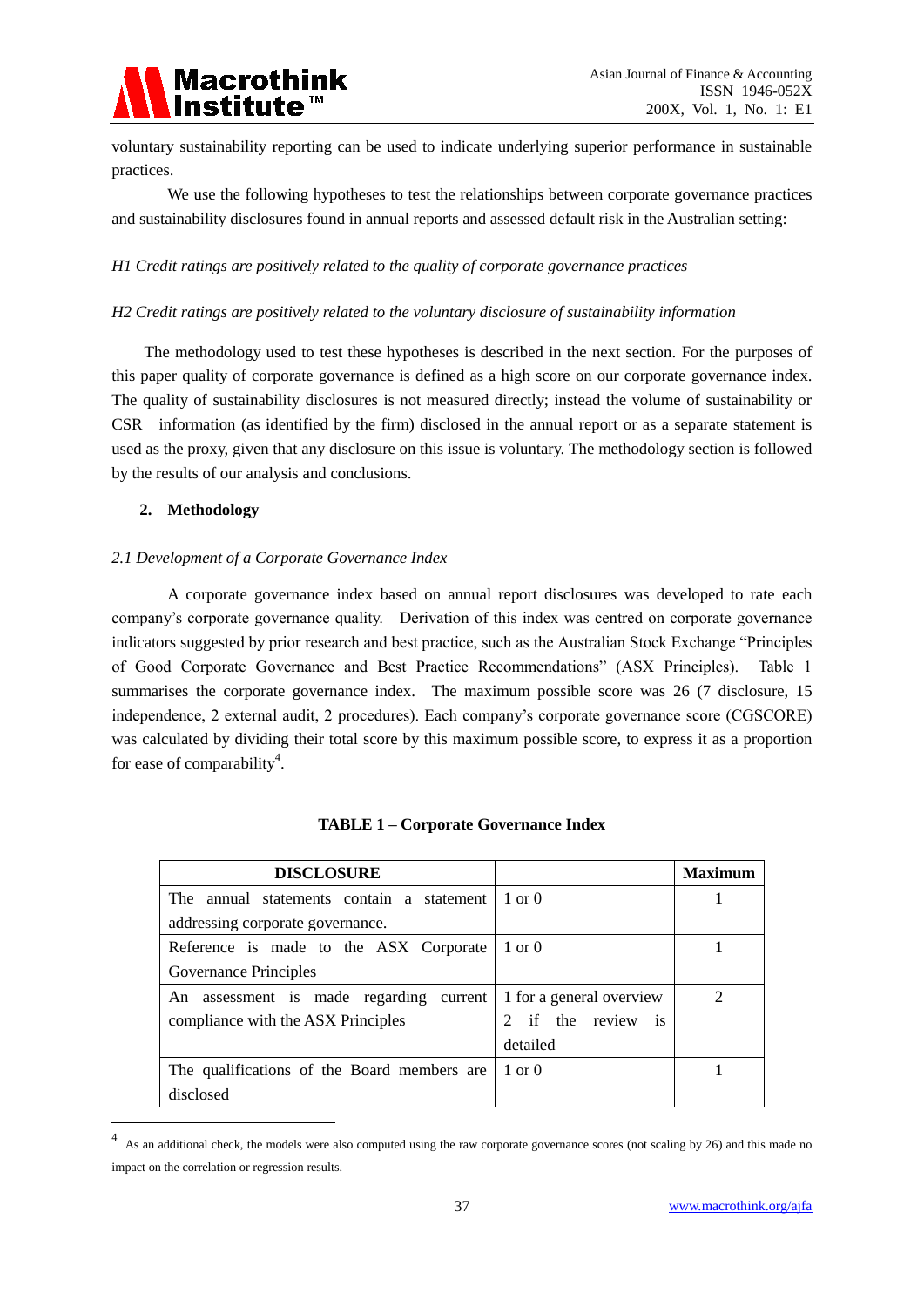voluntary sustainability reporting can be used to indicate underlying superior performance in sustainable practices.

We use the following hypotheses to test the relationships between corporate governance practices and sustainability disclosures found in annual reports and assessed default risk in the Australian setting:

*H1 Credit ratings are positively related to the quality of corporate governance practices*

*H2 Credit ratings are positively related to the voluntary disclosure of sustainability information*

The methodology used to test these hypotheses is described in the next section. For the purposes of this paper quality of corporate governance is defined as a high score on our corporate governance index. The quality of sustainability disclosures is not measured directly; instead the volume of sustainability or CSR information (as identified by the firm) disclosed in the annual report or as a separate statement is used as the proxy, given that any disclosure on this issue is voluntary. The methodology section is followed by the results of our analysis and conclusions.

## 2. Methodology

### *2.1 Development of a Corporate Governance Index*

A corporate governance index based on annual report disclosures was developed to rate each company's corporate governance quality. Derivation of this index was centred on corporate governance indicators suggested by prior research and best practice, such as the Australian Stock Exchange "Principles of Good Corporate Governance and Best Practice Recommendations" (ASX Principles). Table 1 summarises the corporate governance index. The maximum possible score was 26 (7 disclosure, 15 independence, 2 external audit, 2 procedures). Each company's corporate governance score (CGSCORE) was calculated by dividing their total score by this maximum possible score, to express it as a proportion for ease of comparability[4].

**TABLE 1 – Corporate Governance Index**

| DISCLOSURE | | Maximum |
|---|---|---|
| The annual statements contain a statement addressing corporate governance. | 1 or 0 | 1 |
| Reference is made to the ASX Corporate Governance Principles | 1 or 0 | 1 |
| An assessment is made regarding current compliance with the ASX Principles | 1 for a general overview 2 if the review is detailed | 2 |
| The qualifications of the Board members are disclosed | 1 or 0 | 1 |

[4] As an additional check, the models were also computed using the raw corporate governance scores (not scaling by 26) and this made no impact on the correlation or regression results.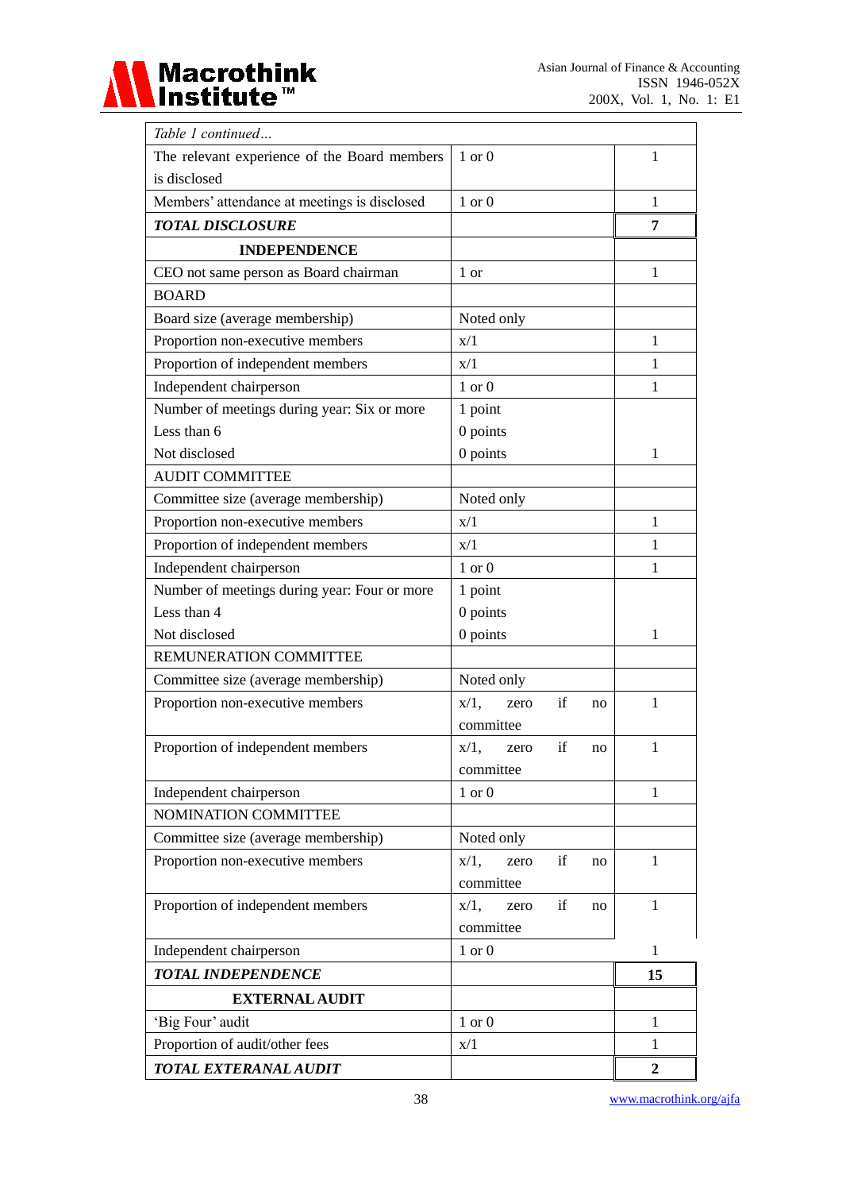| *Table 1 continued…* | | |
|---|---|---|
| The relevant experience of the Board members is disclosed | 1 or 0 | 1 |
| Members' attendance at meetings is disclosed | 1 or 0 | 1 |
| ***TOTAL DISCLOSURE*** | | **7** |
| **INDEPENDENCE** | | |
| CEO not same person as Board chairman | 1 or | 1 |
| BOARD | | |
| Board size (average membership) | Noted only | |
| Proportion non-executive members | x/1 | 1 |
| Proportion of independent members | x/1 | 1 |
| Independent chairperson | 1 or 0 | 1 |
| Number of meetings during year: Six or more<br>Less than 6<br>Not disclosed | 1 point<br>0 points<br>0 points | 1 |
| AUDIT COMMITTEE | | |
| Committee size (average membership) | Noted only | |
| Proportion non-executive members | x/1 | 1 |
| Proportion of independent members | x/1 | 1 |
| Independent chairperson | 1 or 0 | 1 |
| Number of meetings during year: Four or more<br>Less than 4<br>Not disclosed | 1 point<br>0 points<br>0 points | 1 |
| REMUNERATION COMMITTEE | | |
| Committee size (average membership) | Noted only | |
| Proportion non-executive members | x/1, zero if no committee | 1 |
| Proportion of independent members | x/1, zero if no committee | 1 |
| Independent chairperson | 1 or 0 | 1 |
| NOMINATION COMMITTEE | | |
| Committee size (average membership) | Noted only | |
| Proportion non-executive members | x/1, zero if no committee | 1 |
| Proportion of independent members | x/1, zero if no committee | 1 |
| Independent chairperson | 1 or 0 | 1 |
| ***TOTAL INDEPENDENCE*** | | **15** |
| **EXTERNAL AUDIT** | | |
| 'Big Four' audit | 1 or 0 | 1 |
| Proportion of audit/other fees | x/1 | 1 |
| ***TOTAL EXTERANAL AUDIT*** | | **2** |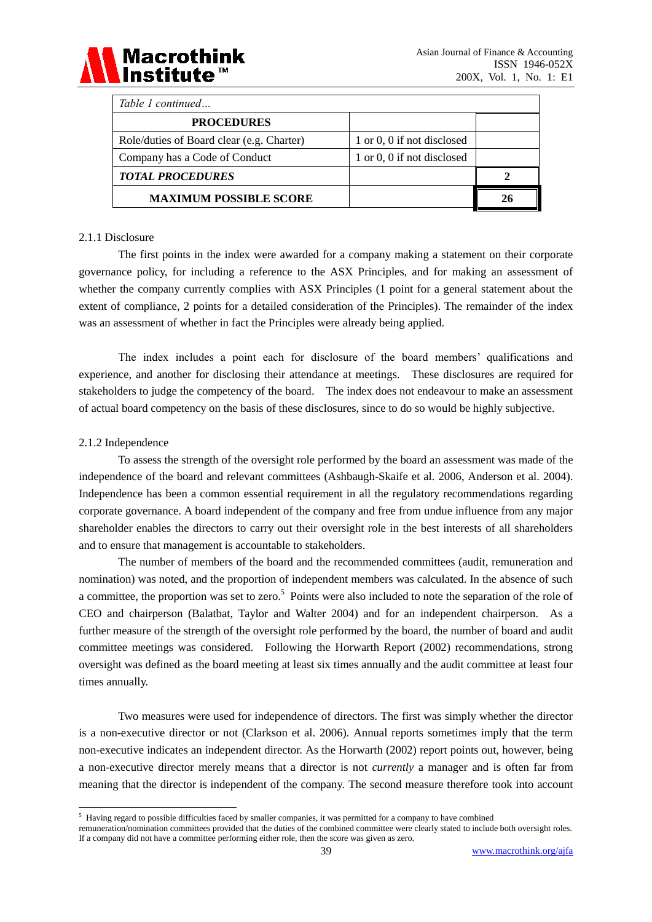| *Table 1 continued…* | | |
|---|---|---|
| **PROCEDURES** | | |
| Role/duties of Board clear (e.g. Charter) | 1 or 0, 0 if not disclosed | |
| Company has a Code of Conduct | 1 or 0, 0 if not disclosed | |
| ***TOTAL PROCEDURES*** | | **2** |
| **MAXIMUM POSSIBLE SCORE** | | **26** |

### 2.1.1 Disclosure

The first points in the index were awarded for a company making a statement on their corporate governance policy, for including a reference to the ASX Principles, and for making an assessment of whether the company currently complies with ASX Principles (1 point for a general statement about the extent of compliance, 2 points for a detailed consideration of the Principles). The remainder of the index was an assessment of whether in fact the Principles were already being applied.

The index includes a point each for disclosure of the board members' qualifications and experience, and another for disclosing their attendance at meetings. These disclosures are required for stakeholders to judge the competency of the board. The index does not endeavour to make an assessment of actual board competency on the basis of these disclosures, since to do so would be highly subjective.

### 2.1.2 Independence

To assess the strength of the oversight role performed by the board an assessment was made of the independence of the board and relevant committees (Ashbaugh-Skaife et al. 2006, Anderson et al. 2004). Independence has been a common essential requirement in all the regulatory recommendations regarding corporate governance. A board independent of the company and free from undue influence from any major shareholder enables the directors to carry out their oversight role in the best interests of all shareholders and to ensure that management is accountable to stakeholders.

The number of members of the board and the recommended committees (audit, remuneration and nomination) was noted, and the proportion of independent members was calculated. In the absence of such a committee, the proportion was set to zero.[5] Points were also included to note the separation of the role of CEO and chairperson (Balatbat, Taylor and Walter 2004) and for an independent chairperson. As a further measure of the strength of the oversight role performed by the board, the number of board and audit committee meetings was considered. Following the Horwarth Report (2002) recommendations, strong oversight was defined as the board meeting at least six times annually and the audit committee at least four times annually.

Two measures were used for independence of directors. The first was simply whether the director is a non-executive director or not (Clarkson et al. 2006). Annual reports sometimes imply that the term non-executive indicates an independent director. As the Horwarth (2002) report points out, however, being a non-executive director merely means that a director is not *currently* a manager and is often far from meaning that the director is independent of the company. The second measure therefore took into account

[5] Having regard to possible difficulties faced by smaller companies, it was permitted for a company to have combined remuneration/nomination committees provided that the duties of the combined committee were clearly stated to include both oversight roles. If a company did not have a committee performing either role, then the score was given as zero.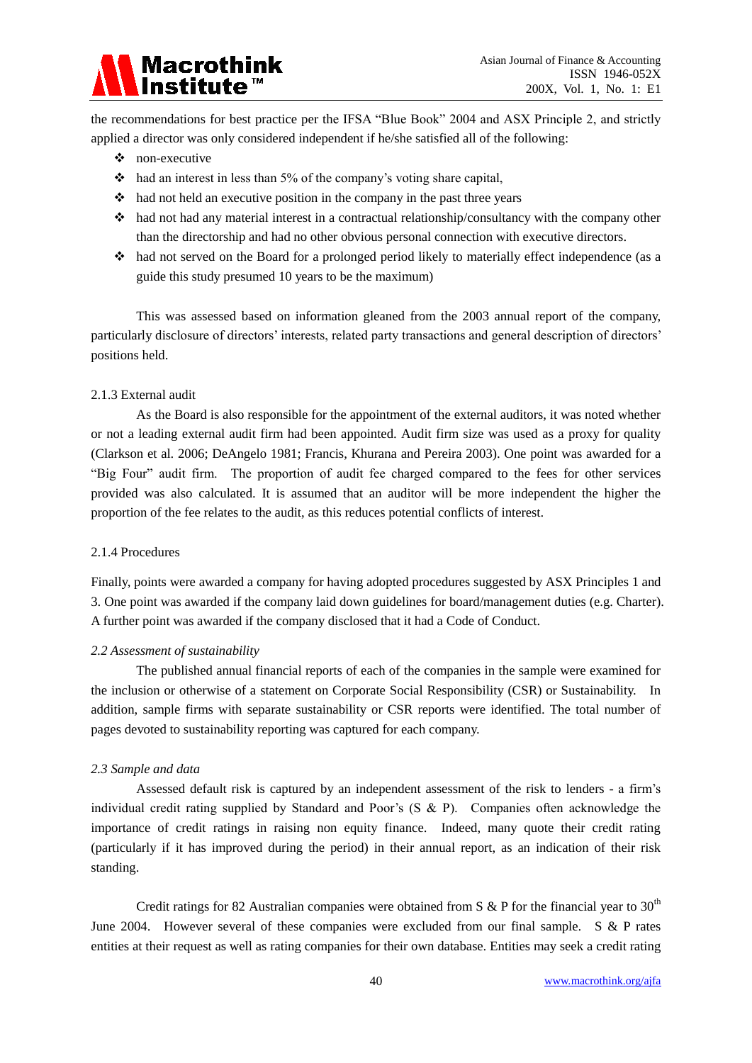the recommendations for best practice per the IFSA "Blue Book" 2004 and ASX Principle 2, and strictly applied a director was only considered independent if he/she satisfied all of the following:

- non-executive
- had an interest in less than 5% of the company's voting share capital,
- had not held an executive position in the company in the past three years
- had not had any material interest in a contractual relationship/consultancy with the company other than the directorship and had no other obvious personal connection with executive directors.
- had not served on the Board for a prolonged period likely to materially effect independence (as a guide this study presumed 10 years to be the maximum)

This was assessed based on information gleaned from the 2003 annual report of the company, particularly disclosure of directors' interests, related party transactions and general description of directors' positions held.

#### 2.1.3 External audit

As the Board is also responsible for the appointment of the external auditors, it was noted whether or not a leading external audit firm had been appointed. Audit firm size was used as a proxy for quality (Clarkson et al. 2006; DeAngelo 1981; Francis, Khurana and Pereira 2003). One point was awarded for a "Big Four" audit firm. The proportion of audit fee charged compared to the fees for other services provided was also calculated. It is assumed that an auditor will be more independent the higher the proportion of the fee relates to the audit, as this reduces potential conflicts of interest.

#### 2.1.4 Procedures

Finally, points were awarded a company for having adopted procedures suggested by ASX Principles 1 and 3. One point was awarded if the company laid down guidelines for board/management duties (e.g. Charter). A further point was awarded if the company disclosed that it had a Code of Conduct.

### *2.2 Assessment of sustainability*

The published annual financial reports of each of the companies in the sample were examined for the inclusion or otherwise of a statement on Corporate Social Responsibility (CSR) or Sustainability. In addition, sample firms with separate sustainability or CSR reports were identified. The total number of pages devoted to sustainability reporting was captured for each company.

### *2.3 Sample and data*

Assessed default risk is captured by an independent assessment of the risk to lenders - a firm's individual credit rating supplied by Standard and Poor's (S & P). Companies often acknowledge the importance of credit ratings in raising non equity finance. Indeed, many quote their credit rating (particularly if it has improved during the period) in their annual report, as an indication of their risk standing.

Credit ratings for 82 Australian companies were obtained from S & P for the financial year to 30th June 2004. However several of these companies were excluded from our final sample. S & P rates entities at their request as well as rating companies for their own database. Entities may seek a credit rating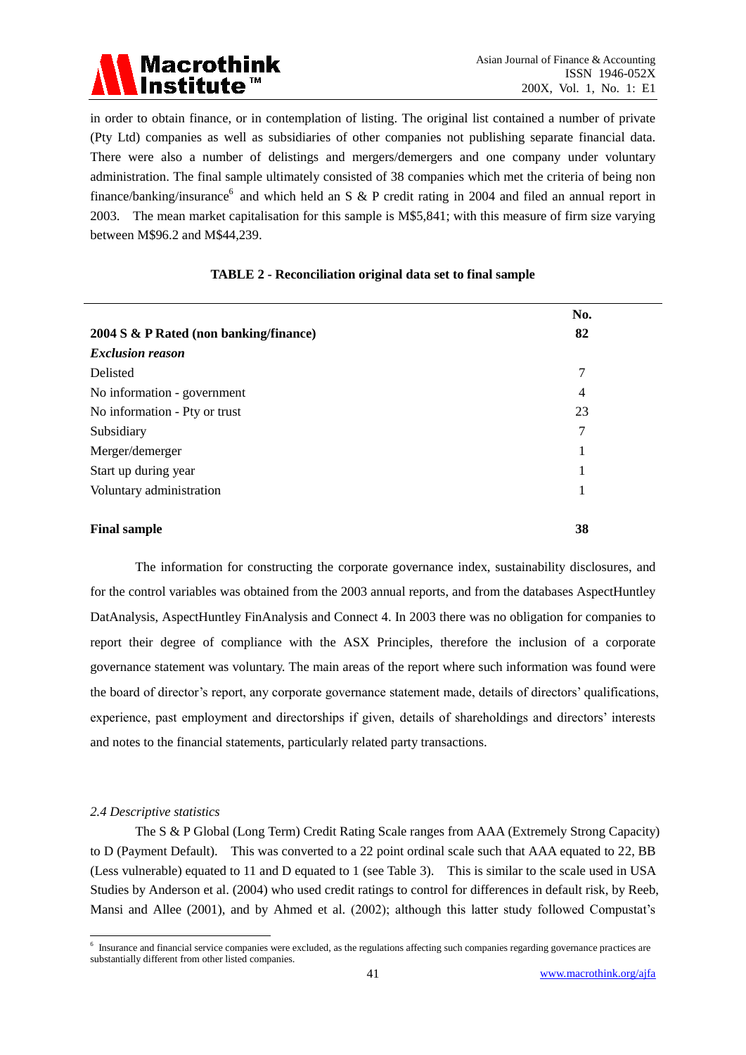in order to obtain finance, or in contemplation of listing. The original list contained a number of private (Pty Ltd) companies as well as subsidiaries of other companies not publishing separate financial data. There were also a number of delistings and mergers/demergers and one company under voluntary administration. The final sample ultimately consisted of 38 companies which met the criteria of being non finance/banking/insurance[6] and which held an S & P credit rating in 2004 and filed an annual report in 2003. The mean market capitalisation for this sample is M$5,841; with this measure of firm size varying between M$96.2 and M$44,239.

**TABLE 2 - Reconciliation original data set to final sample**

| | **No.** |
|---|---|
| **2004 S & P Rated (non banking/finance)** | **82** |
| ***Exclusion reason*** | |
| Delisted | 7 |
| No information - government | 4 |
| No information - Pty or trust | 23 |
| Subsidiary | 7 |
| Merger/demerger | 1 |
| Start up during year | 1 |
| Voluntary administration | 1 |
| **Final sample** | **38** |

The information for constructing the corporate governance index, sustainability disclosures, and for the control variables was obtained from the 2003 annual reports, and from the databases AspectHuntley DatAnalysis, AspectHuntley FinAnalysis and Connect 4. In 2003 there was no obligation for companies to report their degree of compliance with the ASX Principles, therefore the inclusion of a corporate governance statement was voluntary. The main areas of the report where such information was found were the board of director's report, any corporate governance statement made, details of directors' qualifications, experience, past employment and directorships if given, details of shareholdings and directors' interests and notes to the financial statements, particularly related party transactions.

### *2.4 Descriptive statistics*

The S & P Global (Long Term) Credit Rating Scale ranges from AAA (Extremely Strong Capacity) to D (Payment Default). This was converted to a 22 point ordinal scale such that AAA equated to 22, BB (Less vulnerable) equated to 11 and D equated to 1 (see Table 3). This is similar to the scale used in USA Studies by Anderson et al. (2004) who used credit ratings to control for differences in default risk, by Reeb, Mansi and Allee (2001), and by Ahmed et al. (2002); although this latter study followed Compustat's

[6] Insurance and financial service companies were excluded, as the regulations affecting such companies regarding governance practices are substantially different from other listed companies.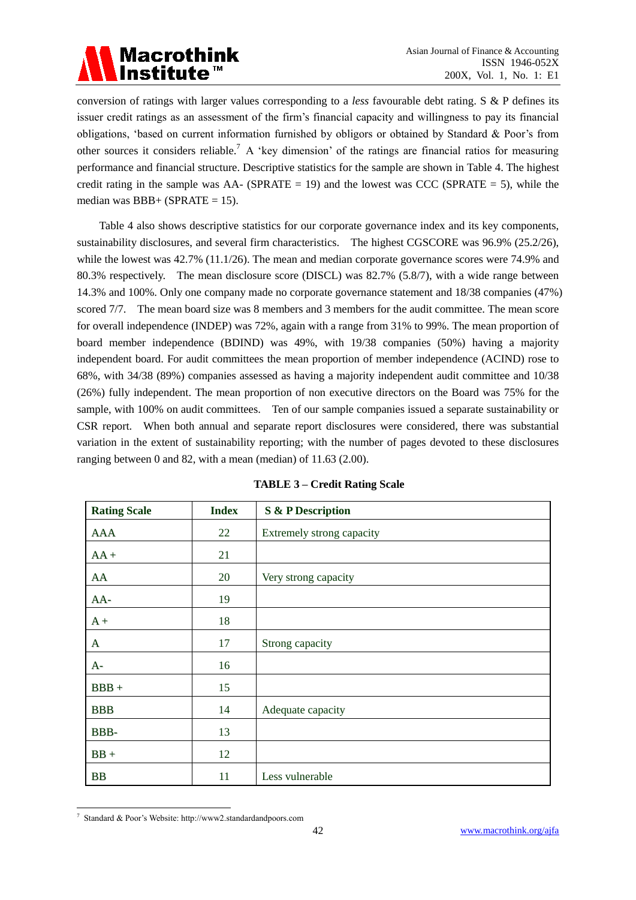conversion of ratings with larger values corresponding to a *less* favourable debt rating. S & P defines its issuer credit ratings as an assessment of the firm's financial capacity and willingness to pay its financial obligations, 'based on current information furnished by obligors or obtained by Standard & Poor's from other sources it considers reliable.[7] A 'key dimension' of the ratings are financial ratios for measuring performance and financial structure. Descriptive statistics for the sample are shown in Table 4. The highest credit rating in the sample was AA- (SPRATE = 19) and the lowest was CCC (SPRATE = 5), while the median was BBB+ (SPRATE = 15).

Table 4 also shows descriptive statistics for our corporate governance index and its key components, sustainability disclosures, and several firm characteristics. The highest CGSCORE was 96.9% (25.2/26), while the lowest was 42.7% (11.1/26). The mean and median corporate governance scores were 74.9% and 80.3% respectively. The mean disclosure score (DISCL) was 82.7% (5.8/7), with a wide range between 14.3% and 100%. Only one company made no corporate governance statement and 18/38 companies (47%) scored 7/7. The mean board size was 8 members and 3 members for the audit committee. The mean score for overall independence (INDEP) was 72%, again with a range from 31% to 99%. The mean proportion of board member independence (BDIND) was 49%, with 19/38 companies (50%) having a majority independent board. For audit committees the mean proportion of member independence (ACIND) rose to 68%, with 34/38 (89%) companies assessed as having a majority independent audit committee and 10/38 (26%) fully independent. The mean proportion of non executive directors on the Board was 75% for the sample, with 100% on audit committees. Ten of our sample companies issued a separate sustainability or CSR report. When both annual and separate report disclosures were considered, there was substantial variation in the extent of sustainability reporting; with the number of pages devoted to these disclosures ranging between 0 and 82, with a mean (median) of 11.63 (2.00).

**TABLE 3 – Credit Rating Scale**

| Rating Scale | Index | S & P Description |
|---|---|---|
| AAA | 22 | Extremely strong capacity |
| AA + | 21 | |
| AA | 20 | Very strong capacity |
| AA- | 19 | |
| A + | 18 | |
| A | 17 | Strong capacity |
| A- | 16 | |
| BBB + | 15 | |
| BBB | 14 | Adequate capacity |
| BBB- | 13 | |
| BB + | 12 | |
| BB | 11 | Less vulnerable |

[7] Standard & Poor's Website: http://www2.standardandpoors.com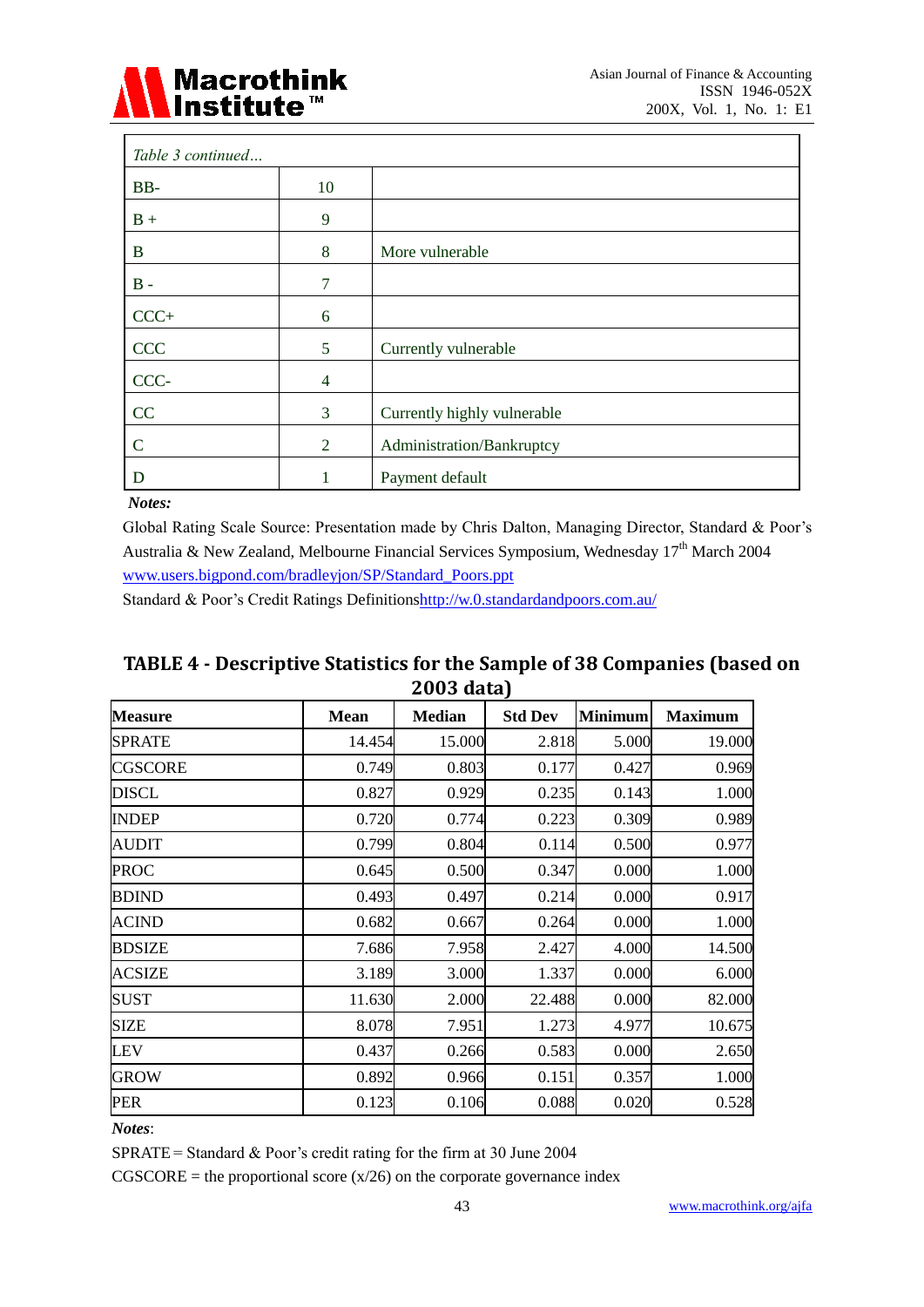| *Table 3 continued…* | | |
|---|---|---|
| BB- | 10 | |
| B + | 9 | |
| B | 8 | More vulnerable |
| B - | 7 | |
| CCC+ | 6 | |
| CCC | 5 | Currently vulnerable |
| CCC- | 4 | |
| CC | 3 | Currently highly vulnerable |
| C | 2 | Administration/Bankruptcy |
| D | 1 | Payment default |

***Notes:***

Global Rating Scale Source: Presentation made by Chris Dalton, Managing Director, Standard & Poor's Australia & New Zealand, Melbourne Financial Services Symposium, Wednesday 17th March 2004 www.users.bigpond.com/bradleyjon/SP/Standard_Poors.ppt

Standard & Poor's Credit Ratings Definitionshttp://w.0.standardandpoors.com.au/

## TABLE 4 - Descriptive Statistics for the Sample of 38 Companies (based on 2003 data)

| Measure | Mean | Median | Std Dev | Minimum | Maximum |
|---|---|---|---|---|---|
| SPRATE | 14.454 | 15.000 | 2.818 | 5.000 | 19.000 |
| CGSCORE | 0.749 | 0.803 | 0.177 | 0.427 | 0.969 |
| DISCL | 0.827 | 0.929 | 0.235 | 0.143 | 1.000 |
| INDEP | 0.720 | 0.774 | 0.223 | 0.309 | 0.989 |
| AUDIT | 0.799 | 0.804 | 0.114 | 0.500 | 0.977 |
| PROC | 0.645 | 0.500 | 0.347 | 0.000 | 1.000 |
| BDIND | 0.493 | 0.497 | 0.214 | 0.000 | 0.917 |
| ACIND | 0.682 | 0.667 | 0.264 | 0.000 | 1.000 |
| BDSIZE | 7.686 | 7.958 | 2.427 | 4.000 | 14.500 |
| ACSIZE | 3.189 | 3.000 | 1.337 | 0.000 | 6.000 |
| SUST | 11.630 | 2.000 | 22.488 | 0.000 | 82.000 |
| SIZE | 8.078 | 7.951 | 1.273 | 4.977 | 10.675 |
| LEV | 0.437 | 0.266 | 0.583 | 0.000 | 2.650 |
| GROW | 0.892 | 0.966 | 0.151 | 0.357 | 1.000 |
| PER | 0.123 | 0.106 | 0.088 | 0.020 | 0.528 |

***Notes***:

SPRATE = Standard & Poor's credit rating for the firm at 30 June 2004

CGSCORE = the proportional score (x/26) on the corporate governance index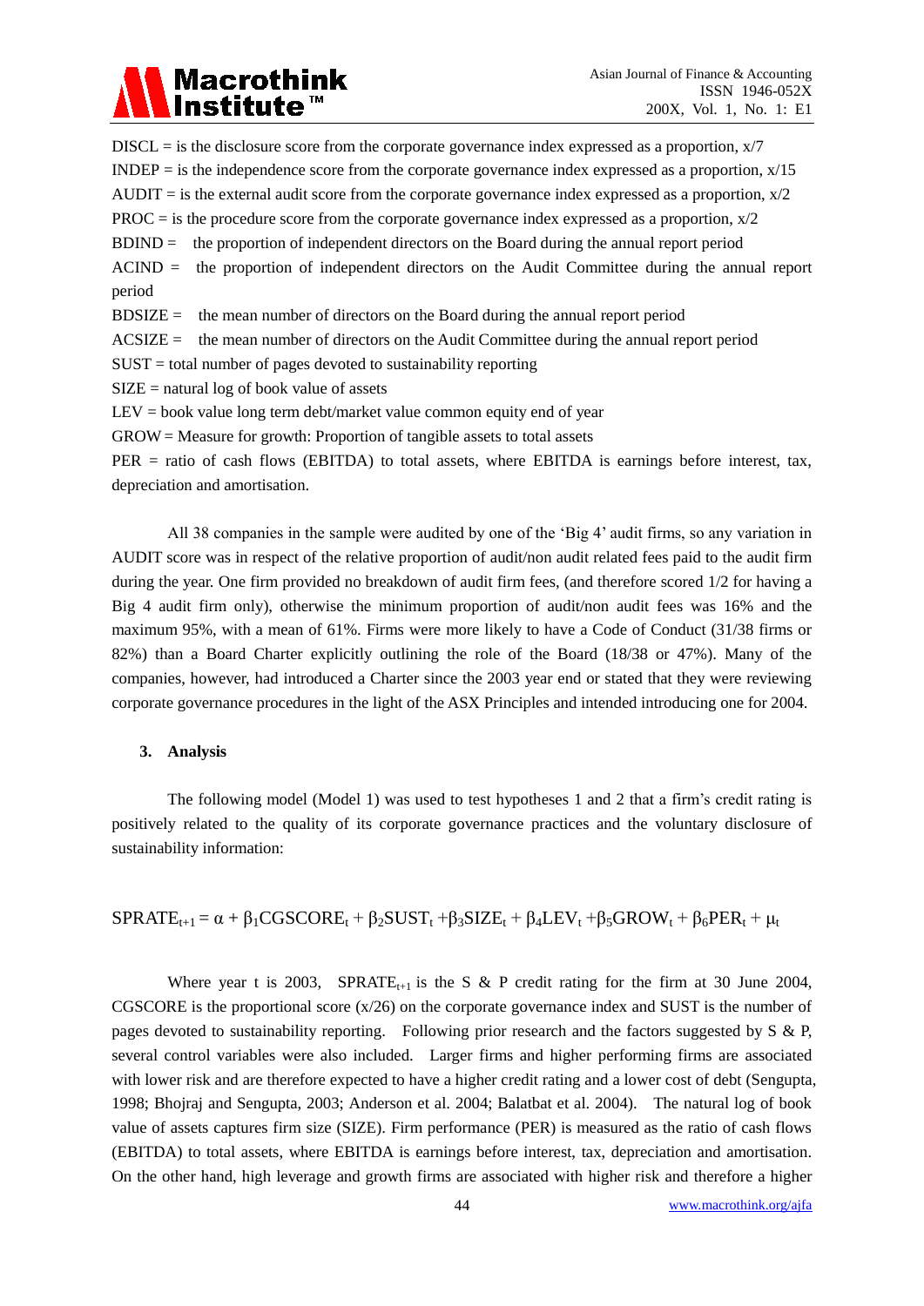DISCL = is the disclosure score from the corporate governance index expressed as a proportion, x/7

INDEP = is the independence score from the corporate governance index expressed as a proportion, x/15

AUDIT = is the external audit score from the corporate governance index expressed as a proportion, x/2

PROC = is the procedure score from the corporate governance index expressed as a proportion, x/2

BDIND = the proportion of independent directors on the Board during the annual report period

ACIND = the proportion of independent directors on the Audit Committee during the annual report period

BDSIZE = the mean number of directors on the Board during the annual report period

ACSIZE = the mean number of directors on the Audit Committee during the annual report period

SUST = total number of pages devoted to sustainability reporting

SIZE = natural log of book value of assets

LEV = book value long term debt/market value common equity end of year

GROW = Measure for growth: Proportion of tangible assets to total assets

PER = ratio of cash flows (EBITDA) to total assets, where EBITDA is earnings before interest, tax, depreciation and amortisation.

All 38 companies in the sample were audited by one of the 'Big 4' audit firms, so any variation in AUDIT score was in respect of the relative proportion of audit/non audit related fees paid to the audit firm during the year. One firm provided no breakdown of audit firm fees, (and therefore scored 1/2 for having a Big 4 audit firm only), otherwise the minimum proportion of audit/non audit fees was 16% and the maximum 95%, with a mean of 61%. Firms were more likely to have a Code of Conduct (31/38 firms or 82%) than a Board Charter explicitly outlining the role of the Board (18/38 or 47%). Many of the companies, however, had introduced a Charter since the 2003 year end or stated that they were reviewing corporate governance procedures in the light of the ASX Principles and intended introducing one for 2004.

## 3. Analysis

The following model (Model 1) was used to test hypotheses 1 and 2 that a firm's credit rating is positively related to the quality of its corporate governance practices and the voluntary disclosure of sustainability information:

$$SPRATE_{t+1} = \alpha + \beta_1 CGSCORE_t + \beta_2 SUST_t + \beta_3 SIZE_t + \beta_4 LEV_t + \beta_5 GROW_t + \beta_6 PER_t + \mu_t$$

Where year t is 2003, $SPRATE_{t+1}$ is the S & P credit rating for the firm at 30 June 2004, CGSCORE is the proportional score (x/26) on the corporate governance index and SUST is the number of pages devoted to sustainability reporting. Following prior research and the factors suggested by S & P, several control variables were also included. Larger firms and higher performing firms are associated with lower risk and are therefore expected to have a higher credit rating and a lower cost of debt (Sengupta, 1998; Bhojraj and Sengupta, 2003; Anderson et al. 2004; Balatbat et al. 2004). The natural log of book value of assets captures firm size (SIZE). Firm performance (PER) is measured as the ratio of cash flows (EBITDA) to total assets, where EBITDA is earnings before interest, tax, depreciation and amortisation. On the other hand, high leverage and growth firms are associated with higher risk and therefore a higher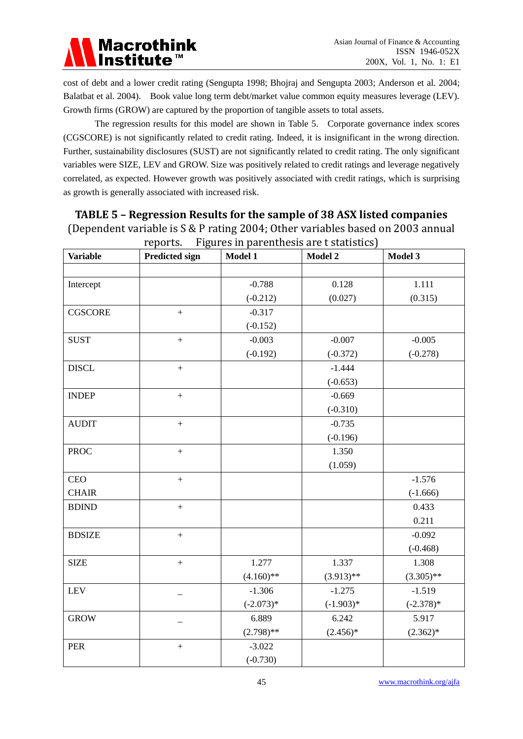cost of debt and a lower credit rating (Sengupta 1998; Bhojraj and Sengupta 2003; Anderson et al. 2004; Balatbat et al. 2004). Book value long term debt/market value common equity measures leverage (LEV). Growth firms (GROW) are captured by the proportion of tangible assets to total assets.

The regression results for this model are shown in Table 5. Corporate governance index scores (CGSCORE) is not significantly related to credit rating. Indeed, it is insignificant in the wrong direction. Further, sustainability disclosures (SUST) are not significantly related to credit rating. The only significant variables were SIZE, LEV and GROW. Size was positively related to credit ratings and leverage negatively correlated, as expected. However growth was positively associated with credit ratings, which is surprising as growth is generally associated with increased risk.

**TABLE 5 – Regression Results for the sample of 38 ASX listed companies**

(Dependent variable is S & P rating 2004; Other variables based on 2003 annual reports. Figures in parenthesis are t statistics)

| Variable | Predicted sign | Model 1 | Model 2 | Model 3 |
|---|---|---|---|---|
| | | | | |
| Intercept | | -0.788<br>(-0.212) | 0.128<br>(0.027) | 1.111<br>(0.315) |
| CGSCORE | + | -0.317<br>(-0.152) | | |
| SUST | + | -0.003<br>(-0.192) | -0.007<br>(-0.372) | -0.005<br>(-0.278) |
| DISCL | + | | -1.444<br>(-0.653) | |
| INDEP | + | | -0.669<br>(-0.310) | |
| AUDIT | + | | -0.735<br>(-0.196) | |
| PROC | + | | 1.350<br>(1.059) | |
| CEO CHAIR | + | | | -1.576<br>(-1.666) |
| BDIND | + | | | 0.433<br>0.211 |
| BDSIZE | + | | | -0.092<br>(-0.468) |
| SIZE | + | 1.277<br>(4.160)** | 1.337<br>(3.913)** | 1.308<br>(3.305)** |
| LEV | _ | -1.306<br>(-2.073)* | -1.275<br>(-1.903)* | -1.519<br>(-2.378)* |
| GROW | _ | 6.889<br>(2.798)** | 6.242<br>(2.456)* | 5.917<br>(2.362)* |
| PER | + | -3.022<br>(-0.730) | | |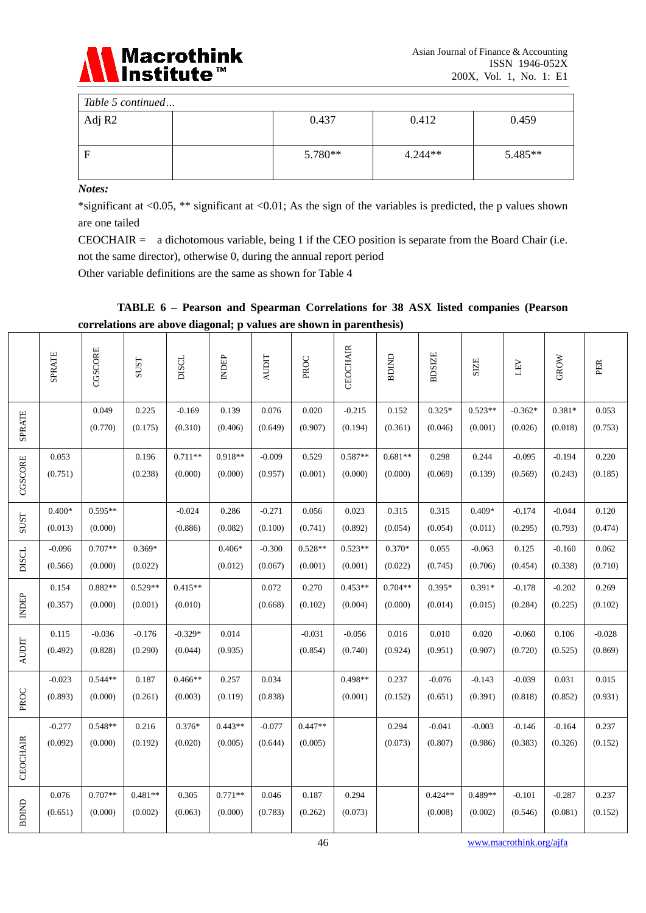| *Table 5 continued…* | | | | |
|---|---|---|---|---|
| Adj R2 | | 0.437 | 0.412 | 0.459 |
| F | | 5.780** | 4.244** | 5.485** |

***Notes:***

*significant at <0.05, ** significant at <0.01; As the sign of the variables is predicted, the p values shown are one tailed

CEOCHAIR = a dichotomous variable, being 1 if the CEO position is separate from the Board Chair (i.e. not the same director), otherwise 0, during the annual report period

Other variable definitions are the same as shown for Table 4

**TABLE 6 – Pearson and Spearman Correlations for 38 ASX listed companies (Pearson correlations are above diagonal; p values are shown in parenthesis)**

| | SPRATE | CGSCORE | SUST | DISCL | INDEP | AUDIT | PROC | CEOCHAIR | BDIND | BDSIZE | SIZE | LEV | GROW | PER |
|---|---|---|---|---|---|---|---|---|---|---|---|---|---|---|
| SPRATE | | 0.049 (0.770) | 0.225 (0.175) | -0.169 (0.310) | 0.139 (0.406) | 0.076 (0.649) | 0.020 (0.907) | -0.215 (0.194) | 0.152 (0.361) | 0.325* (0.046) | 0.523** (0.001) | -0.362* (0.026) | 0.381* (0.018) | 0.053 (0.753) |
| CGSCORE | 0.053 (0.751) | | 0.196 (0.238) | 0.711** (0.000) | 0.918** (0.000) | -0.009 (0.957) | 0.529 (0.001) | 0.587** (0.000) | 0.681** (0.000) | 0.298 (0.069) | 0.244 (0.139) | -0.095 (0.569) | -0.194 (0.243) | 0.220 (0.185) |
| SUST | 0.400* (0.013) | 0.595** (0.000) | | -0.024 (0.886) | 0.286 (0.082) | -0.271 (0.100) | 0.056 (0.741) | 0.023 (0.892) | 0.315 (0.054) | 0.315 (0.054) | 0.409* (0.011) | -0.174 (0.295) | -0.044 (0.793) | 0.120 (0.474) |
| DISCL | -0.096 (0.566) | 0.707** (0.000) | 0.369* (0.022) | | 0.406* (0.012) | -0.300 (0.067) | 0.528** (0.001) | 0.523** (0.001) | 0.370* (0.022) | 0.055 (0.745) | -0.063 (0.706) | 0.125 (0.454) | -0.160 (0.338) | 0.062 (0.710) |
| INDEP | 0.154 (0.357) | 0.882** (0.000) | 0.529** (0.001) | 0.415** (0.010) | | 0.072 (0.668) | 0.270 (0.102) | 0.453** (0.004) | 0.704** (0.000) | 0.395* (0.014) | 0.391* (0.015) | -0.178 (0.284) | -0.202 (0.225) | 0.269 (0.102) |
| AUDIT | 0.115 (0.492) | -0.036 (0.828) | -0.176 (0.290) | -0.329* (0.044) | 0.014 (0.935) | | -0.031 (0.854) | -0.056 (0.740) | 0.016 (0.924) | 0.010 (0.951) | 0.020 (0.907) | -0.060 (0.720) | 0.106 (0.525) | -0.028 (0.869) |
| PROC | -0.023 (0.893) | 0.544** (0.000) | 0.187 (0.261) | 0.466** (0.003) | 0.257 (0.119) | 0.034 (0.838) | | 0.498** (0.001) | 0.237 (0.152) | -0.076 (0.651) | -0.143 (0.391) | -0.039 (0.818) | 0.031 (0.852) | 0.015 (0.931) |
| CEOCHAIR | -0.277 (0.092) | 0.548** (0.000) | 0.216 (0.192) | 0.376* (0.020) | 0.443** (0.005) | -0.077 (0.644) | 0.447** (0.005) | | 0.294 (0.073) | -0.041 (0.807) | -0.003 (0.986) | -0.146 (0.383) | -0.164 (0.326) | 0.237 (0.152) |
| BDIND | 0.076 (0.651) | 0.707** (0.000) | 0.481** (0.002) | 0.305 (0.063) | 0.771** (0.000) | 0.046 (0.783) | 0.187 (0.262) | 0.294 (0.073) | | 0.424** (0.008) | 0.489** (0.002) | -0.101 (0.546) | -0.287 (0.081) | 0.237 (0.152) |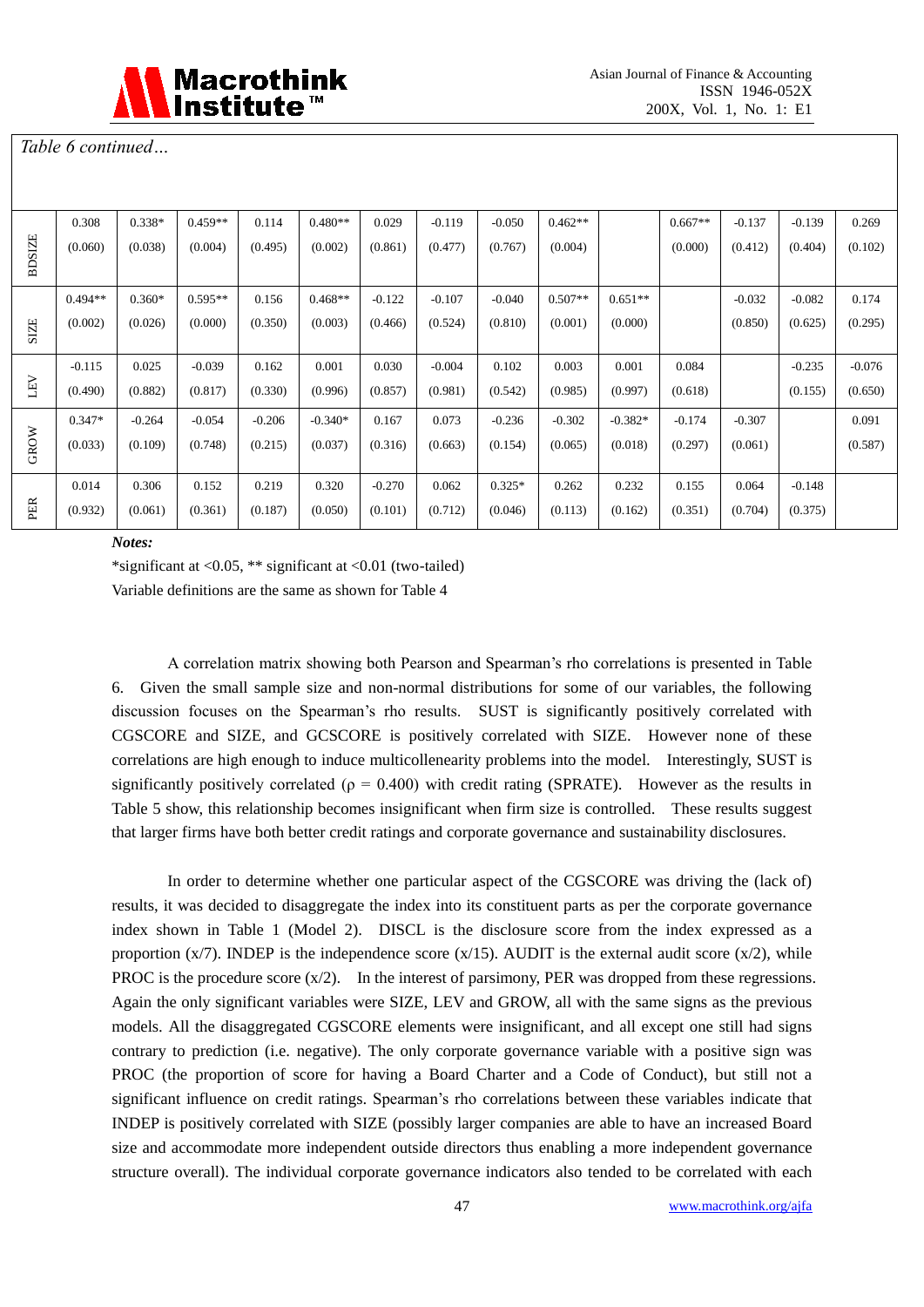*Table 6 continued…*

| | | | | | | | | | | | | | | |
|---|---|---|---|---|---|---|---|---|---|---|---|---|---|---|
| BDSIZE | 0.308 | 0.338* | 0.459** | 0.114 | 0.480** | 0.029 | -0.119 | -0.050 | 0.462** | | 0.667** | -0.137 | -0.139 | 0.269 |
| | (0.060) | (0.038) | (0.004) | (0.495) | (0.002) | (0.861) | (0.477) | (0.767) | (0.004) | | (0.000) | (0.412) | (0.404) | (0.102) |
| SIZE | 0.494** | 0.360* | 0.595** | 0.156 | 0.468** | -0.122 | -0.107 | -0.040 | 0.507** | 0.651** | | -0.032 | -0.082 | 0.174 |
| | (0.002) | (0.026) | (0.000) | (0.350) | (0.003) | (0.466) | (0.524) | (0.810) | (0.001) | (0.000) | | (0.850) | (0.625) | (0.295) |
| LEV | -0.115 | 0.025 | -0.039 | 0.162 | 0.001 | 0.030 | -0.004 | 0.102 | 0.003 | 0.001 | 0.084 | | -0.235 | -0.076 |
| | (0.490) | (0.882) | (0.817) | (0.330) | (0.996) | (0.857) | (0.981) | (0.542) | (0.985) | (0.997) | (0.618) | | (0.155) | (0.650) |
| GROW | 0.347* | -0.264 | -0.054 | -0.206 | -0.340* | 0.167 | 0.073 | -0.236 | -0.302 | -0.382* | -0.174 | -0.307 | | 0.091 |
| | (0.033) | (0.109) | (0.748) | (0.215) | (0.037) | (0.316) | (0.663) | (0.154) | (0.065) | (0.018) | (0.297) | (0.061) | | (0.587) |
| PER | 0.014 | 0.306 | 0.152 | 0.219 | 0.320 | -0.270 | 0.062 | 0.325* | 0.262 | 0.232 | 0.155 | 0.064 | -0.148 | |
| | (0.932) | (0.061) | (0.361) | (0.187) | (0.050) | (0.101) | (0.712) | (0.046) | (0.113) | (0.162) | (0.351) | (0.704) | (0.375) | |

***Notes:***

*significant at <0.05, ** significant at <0.01 (two-tailed)

Variable definitions are the same as shown for Table 4

A correlation matrix showing both Pearson and Spearman's rho correlations is presented in Table 6. Given the small sample size and non-normal distributions for some of our variables, the following discussion focuses on the Spearman's rho results. SUST is significantly positively correlated with CGSCORE and SIZE, and GCSCORE is positively correlated with SIZE. However none of these correlations are high enough to induce multicollenearity problems into the model. Interestingly, SUST is significantly positively correlated ($\rho = 0.400$) with credit rating (SPRATE). However as the results in Table 5 show, this relationship becomes insignificant when firm size is controlled. These results suggest that larger firms have both better credit ratings and corporate governance and sustainability disclosures.

In order to determine whether one particular aspect of the CGSCORE was driving the (lack of) results, it was decided to disaggregate the index into its constituent parts as per the corporate governance index shown in Table 1 (Model 2). DISCL is the disclosure score from the index expressed as a proportion (x/7). INDEP is the independence score (x/15). AUDIT is the external audit score (x/2), while PROC is the procedure score (x/2). In the interest of parsimony, PER was dropped from these regressions. Again the only significant variables were SIZE, LEV and GROW, all with the same signs as the previous models. All the disaggregated CGSCORE elements were insignificant, and all except one still had signs contrary to prediction (i.e. negative). The only corporate governance variable with a positive sign was PROC (the proportion of score for having a Board Charter and a Code of Conduct), but still not a significant influence on credit ratings. Spearman's rho correlations between these variables indicate that INDEP is positively correlated with SIZE (possibly larger companies are able to have an increased Board size and accommodate more independent outside directors thus enabling a more independent governance structure overall). The individual corporate governance indicators also tended to be correlated with each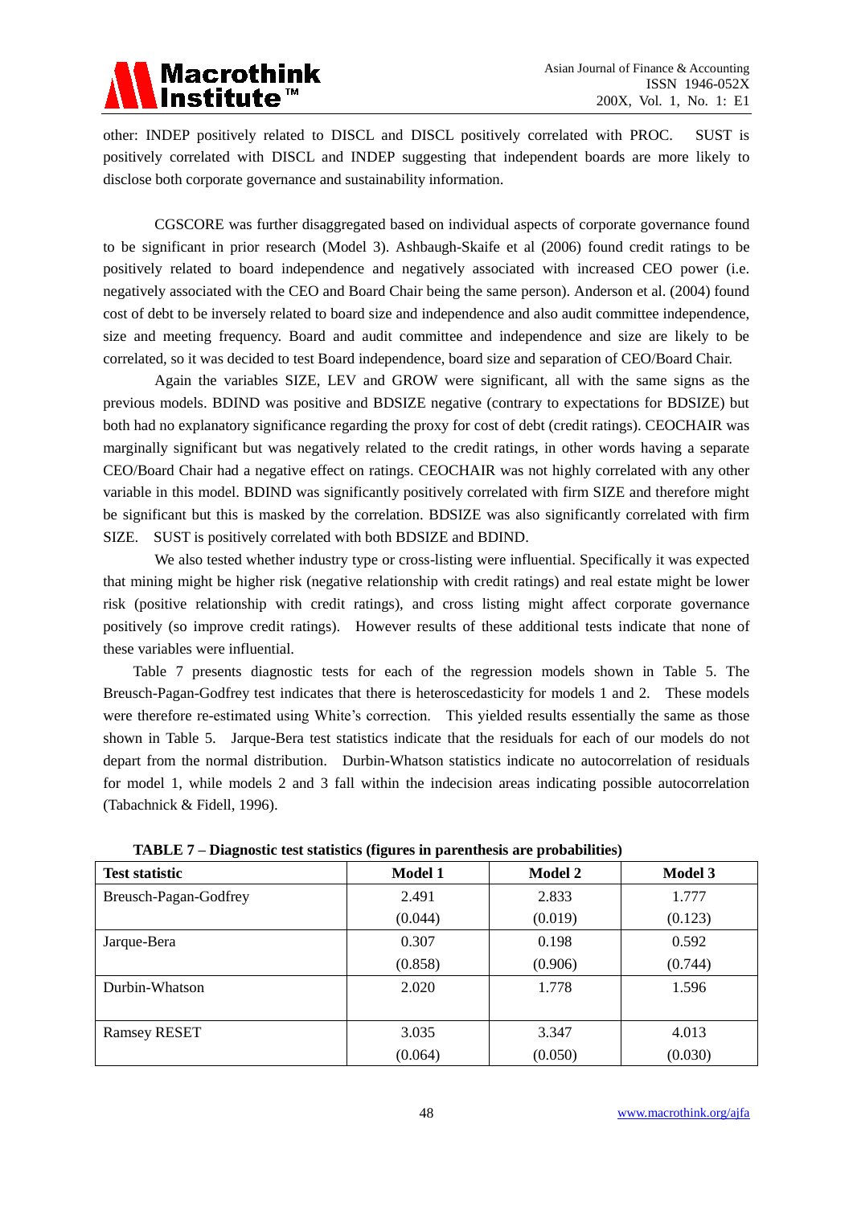other: INDEP positively related to DISCL and DISCL positively correlated with PROC. SUST is positively correlated with DISCL and INDEP suggesting that independent boards are more likely to disclose both corporate governance and sustainability information.

CGSCORE was further disaggregated based on individual aspects of corporate governance found to be significant in prior research (Model 3). Ashbaugh-Skaife et al (2006) found credit ratings to be positively related to board independence and negatively associated with increased CEO power (i.e. negatively associated with the CEO and Board Chair being the same person). Anderson et al. (2004) found cost of debt to be inversely related to board size and independence and also audit committee independence, size and meeting frequency. Board and audit committee and independence and size are likely to be correlated, so it was decided to test Board independence, board size and separation of CEO/Board Chair.

Again the variables SIZE, LEV and GROW were significant, all with the same signs as the previous models. BDIND was positive and BDSIZE negative (contrary to expectations for BDSIZE) but both had no explanatory significance regarding the proxy for cost of debt (credit ratings). CEOCHAIR was marginally significant but was negatively related to the credit ratings, in other words having a separate CEO/Board Chair had a negative effect on ratings. CEOCHAIR was not highly correlated with any other variable in this model. BDIND was significantly positively correlated with firm SIZE and therefore might be significant but this is masked by the correlation. BDSIZE was also significantly correlated with firm SIZE. SUST is positively correlated with both BDSIZE and BDIND.

We also tested whether industry type or cross-listing were influential. Specifically it was expected that mining might be higher risk (negative relationship with credit ratings) and real estate might be lower risk (positive relationship with credit ratings), and cross listing might affect corporate governance positively (so improve credit ratings). However results of these additional tests indicate that none of these variables were influential.

Table 7 presents diagnostic tests for each of the regression models shown in Table 5. The Breusch-Pagan-Godfrey test indicates that there is heteroscedasticity for models 1 and 2. These models were therefore re-estimated using White's correction. This yielded results essentially the same as those shown in Table 5. Jarque-Bera test statistics indicate that the residuals for each of our models do not depart from the normal distribution. Durbin-Whatson statistics indicate no autocorrelation of residuals for model 1, while models 2 and 3 fall within the indecision areas indicating possible autocorrelation (Tabachnick & Fidell, 1996).

**TABLE 7 – Diagnostic test statistics (figures in parenthesis are probabilities)**

| Test statistic | Model 1 | Model 2 | Model 3 |
|---|---|---|---|
| Breusch-Pagan-Godfrey | 2.491<br>(0.044) | 2.833<br>(0.019) | 1.777<br>(0.123) |
| Jarque-Bera | 0.307<br>(0.858) | 0.198<br>(0.906) | 0.592<br>(0.744) |
| Durbin-Whatson | 2.020 | 1.778 | 1.596 |
| Ramsey RESET | 3.035<br>(0.064) | 3.347<br>(0.050) | 4.013<br>(0.030) |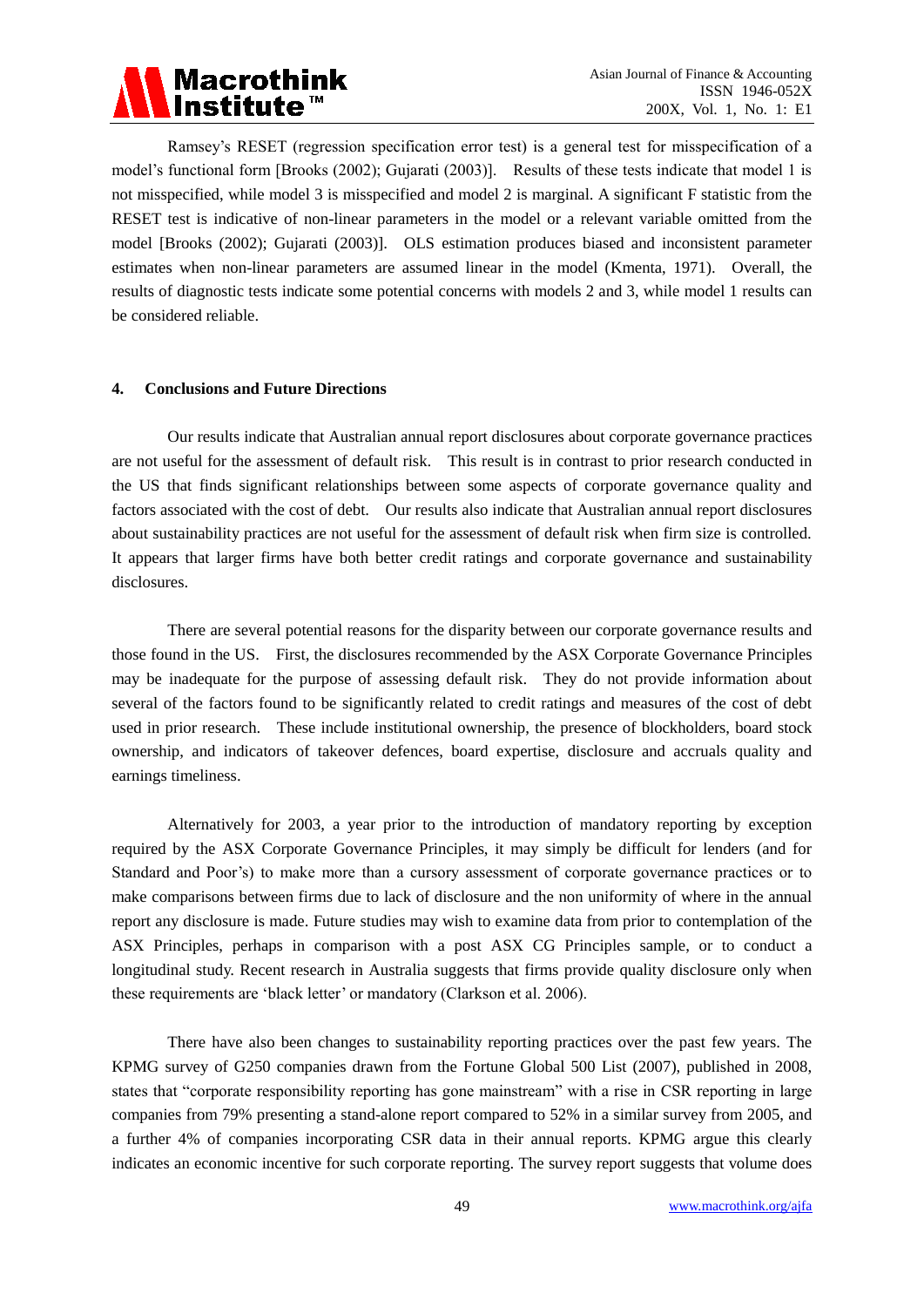Ramsey's RESET (regression specification error test) is a general test for misspecification of a model's functional form [Brooks (2002); Gujarati (2003)]. Results of these tests indicate that model 1 is not misspecified, while model 3 is misspecified and model 2 is marginal. A significant F statistic from the RESET test is indicative of non-linear parameters in the model or a relevant variable omitted from the model [Brooks (2002); Gujarati (2003)]. OLS estimation produces biased and inconsistent parameter estimates when non-linear parameters are assumed linear in the model (Kmenta, 1971). Overall, the results of diagnostic tests indicate some potential concerns with models 2 and 3, while model 1 results can be considered reliable.

## 4. Conclusions and Future Directions

Our results indicate that Australian annual report disclosures about corporate governance practices are not useful for the assessment of default risk. This result is in contrast to prior research conducted in the US that finds significant relationships between some aspects of corporate governance quality and factors associated with the cost of debt. Our results also indicate that Australian annual report disclosures about sustainability practices are not useful for the assessment of default risk when firm size is controlled. It appears that larger firms have both better credit ratings and corporate governance and sustainability disclosures.

There are several potential reasons for the disparity between our corporate governance results and those found in the US. First, the disclosures recommended by the ASX Corporate Governance Principles may be inadequate for the purpose of assessing default risk. They do not provide information about several of the factors found to be significantly related to credit ratings and measures of the cost of debt used in prior research. These include institutional ownership, the presence of blockholders, board stock ownership, and indicators of takeover defences, board expertise, disclosure and accruals quality and earnings timeliness.

Alternatively for 2003, a year prior to the introduction of mandatory reporting by exception required by the ASX Corporate Governance Principles, it may simply be difficult for lenders (and for Standard and Poor's) to make more than a cursory assessment of corporate governance practices or to make comparisons between firms due to lack of disclosure and the non uniformity of where in the annual report any disclosure is made. Future studies may wish to examine data from prior to contemplation of the ASX Principles, perhaps in comparison with a post ASX CG Principles sample, or to conduct a longitudinal study. Recent research in Australia suggests that firms provide quality disclosure only when these requirements are 'black letter' or mandatory (Clarkson et al. 2006).

There have also been changes to sustainability reporting practices over the past few years. The KPMG survey of G250 companies drawn from the Fortune Global 500 List (2007), published in 2008, states that "corporate responsibility reporting has gone mainstream" with a rise in CSR reporting in large companies from 79% presenting a stand-alone report compared to 52% in a similar survey from 2005, and a further 4% of companies incorporating CSR data in their annual reports. KPMG argue this clearly indicates an economic incentive for such corporate reporting. The survey report suggests that volume does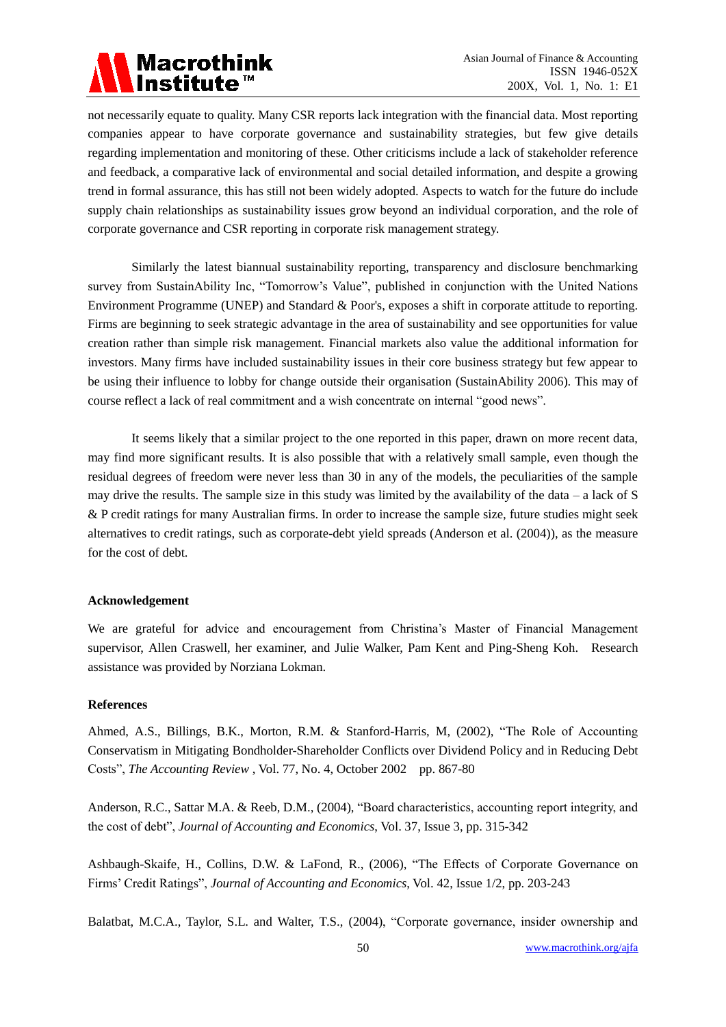not necessarily equate to quality. Many CSR reports lack integration with the financial data. Most reporting companies appear to have corporate governance and sustainability strategies, but few give details regarding implementation and monitoring of these. Other criticisms include a lack of stakeholder reference and feedback, a comparative lack of environmental and social detailed information, and despite a growing trend in formal assurance, this has still not been widely adopted. Aspects to watch for the future do include supply chain relationships as sustainability issues grow beyond an individual corporation, and the role of corporate governance and CSR reporting in corporate risk management strategy.

Similarly the latest biannual sustainability reporting, transparency and disclosure benchmarking survey from SustainAbility Inc, "Tomorrow's Value", published in conjunction with the United Nations Environment Programme (UNEP) and Standard & Poor's, exposes a shift in corporate attitude to reporting. Firms are beginning to seek strategic advantage in the area of sustainability and see opportunities for value creation rather than simple risk management. Financial markets also value the additional information for investors. Many firms have included sustainability issues in their core business strategy but few appear to be using their influence to lobby for change outside their organisation (SustainAbility 2006). This may of course reflect a lack of real commitment and a wish concentrate on internal "good news".

It seems likely that a similar project to the one reported in this paper, drawn on more recent data, may find more significant results. It is also possible that with a relatively small sample, even though the residual degrees of freedom were never less than 30 in any of the models, the peculiarities of the sample may drive the results. The sample size in this study was limited by the availability of the data – a lack of S & P credit ratings for many Australian firms. In order to increase the sample size, future studies might seek alternatives to credit ratings, such as corporate-debt yield spreads (Anderson et al. (2004)), as the measure for the cost of debt.

### Acknowledgement

We are grateful for advice and encouragement from Christina's Master of Financial Management supervisor, Allen Craswell, her examiner, and Julie Walker, Pam Kent and Ping-Sheng Koh. Research assistance was provided by Norziana Lokman.

### References

Ahmed, A.S., Billings, B.K., Morton, R.M. & Stanford-Harris, M, (2002), "The Role of Accounting Conservatism in Mitigating Bondholder-Shareholder Conflicts over Dividend Policy and in Reducing Debt Costs", *The Accounting Review* , Vol. 77, No. 4, October 2002 pp. 867-80

Anderson, R.C., Sattar M.A. & Reeb, D.M., (2004), "Board characteristics, accounting report integrity, and the cost of debt", *Journal of Accounting and Economics*, Vol. 37, Issue 3, pp. 315-342

Ashbaugh-Skaife, H., Collins, D.W. & LaFond, R., (2006), "The Effects of Corporate Governance on Firms' Credit Ratings", *Journal of Accounting and Economics*, Vol. 42, Issue 1/2, pp. 203-243

Balatbat, M.C.A., Taylor, S.L. and Walter, T.S., (2004), "Corporate governance, insider ownership and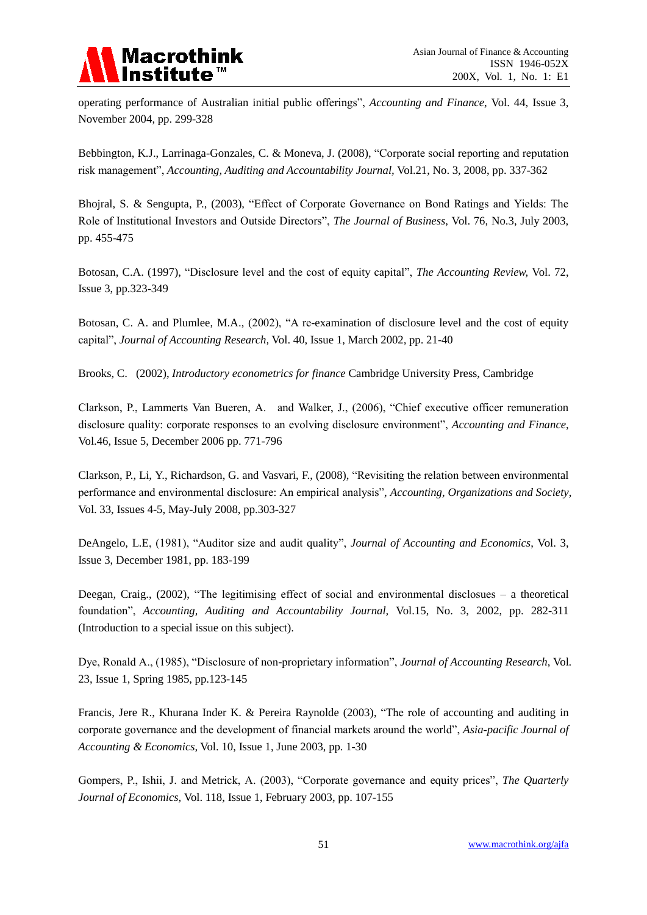operating performance of Australian initial public offerings", *Accounting and Finance*, Vol. 44, Issue 3, November 2004, pp. 299-328

Bebbington, K.J., Larrinaga-Gonzales, C. & Moneva, J. (2008), "Corporate social reporting and reputation risk management", *Accounting, Auditing and Accountability Journal*, Vol.21, No. 3, 2008, pp. 337-362

Bhojral, S. & Sengupta, P., (2003), "Effect of Corporate Governance on Bond Ratings and Yields: The Role of Institutional Investors and Outside Directors", *The Journal of Business*, Vol. 76, No.3, July 2003, pp. 455-475

Botosan, C.A. (1997), "Disclosure level and the cost of equity capital", *The Accounting Review,* Vol. 72, Issue 3, pp.323-349

Botosan, C. A. and Plumlee, M.A., (2002), "A re-examination of disclosure level and the cost of equity capital", *Journal of Accounting Research*, Vol. 40, Issue 1, March 2002, pp. 21-40

Brooks, C. (2002), *Introductory econometrics for finance* Cambridge University Press, Cambridge

Clarkson, P., Lammerts Van Bueren, A. and Walker, J., (2006), "Chief executive officer remuneration disclosure quality: corporate responses to an evolving disclosure environment", *Accounting and Finance*, Vol.46, Issue 5, December 2006 pp. 771-796

Clarkson, P., Li, Y., Richardson, G. and Vasvari, F., (2008), "Revisiting the relation between environmental performance and environmental disclosure: An empirical analysis", *Accounting, Organizations and Society*, Vol. 33, Issues 4-5, May-July 2008, pp.303-327

DeAngelo, L.E, (1981), "Auditor size and audit quality", *Journal of Accounting and Economics*, Vol. 3, Issue 3, December 1981, pp. 183-199

Deegan, Craig., (2002), "The legitimising effect of social and environmental disclosues – a theoretical foundation", *Accounting, Auditing and Accountability Journal*, Vol.15, No. 3, 2002, pp. 282-311 (Introduction to a special issue on this subject).

Dye, Ronald A., (1985), "Disclosure of non-proprietary information", *Journal of Accounting Research*, Vol. 23, Issue 1, Spring 1985, pp.123-145

Francis, Jere R., Khurana Inder K. & Pereira Raynolde (2003), "The role of accounting and auditing in corporate governance and the development of financial markets around the world", *Asia-pacific Journal of Accounting & Economics*, Vol. 10, Issue 1, June 2003, pp. 1-30

Gompers, P., Ishii, J. and Metrick, A. (2003), "Corporate governance and equity prices", *The Quarterly Journal of Economics*, Vol. 118, Issue 1, February 2003, pp. 107-155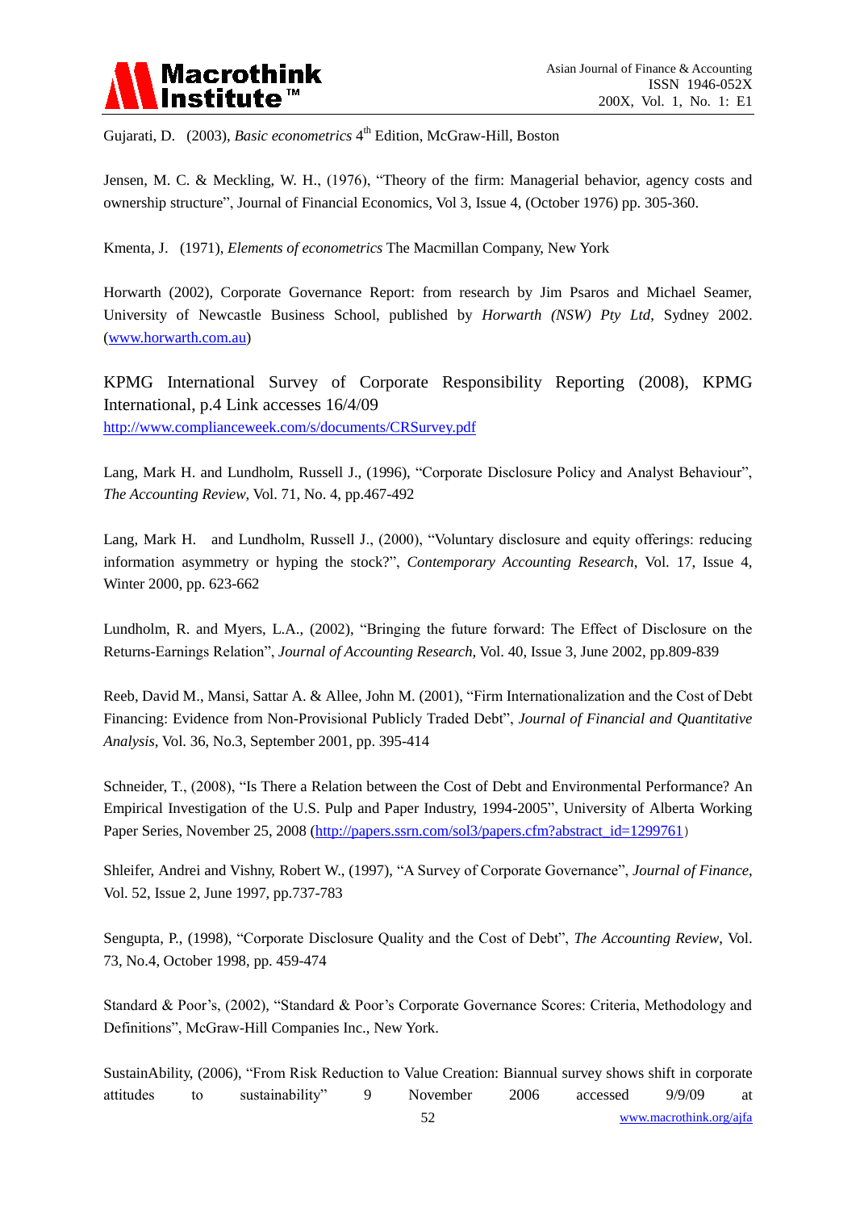Gujarati, D. (2003), *Basic econometrics* 4th Edition, McGraw-Hill, Boston

Jensen, M. C. & Meckling, W. H., (1976), "Theory of the firm: Managerial behavior, agency costs and ownership structure", Journal of Financial Economics, Vol 3, Issue 4, (October 1976) pp. 305-360.

Kmenta, J. (1971), *Elements of econometrics* The Macmillan Company, New York

Horwarth (2002), Corporate Governance Report: from research by Jim Psaros and Michael Seamer, University of Newcastle Business School, published by *Horwarth (NSW) Pty Ltd*, Sydney 2002. (www.horwarth.com.au)

KPMG International Survey of Corporate Responsibility Reporting (2008), KPMG International, p.4 Link accesses 16/4/09 http://www.complianceweek.com/s/documents/CRSurvey.pdf

Lang, Mark H. and Lundholm, Russell J., (1996), "Corporate Disclosure Policy and Analyst Behaviour", *The Accounting Review*, Vol. 71, No. 4, pp.467-492

Lang, Mark H. and Lundholm, Russell J., (2000), "Voluntary disclosure and equity offerings: reducing information asymmetry or hyping the stock?", *Contemporary Accounting Research*, Vol. 17, Issue 4, Winter 2000, pp. 623-662

Lundholm, R. and Myers, L.A., (2002), "Bringing the future forward: The Effect of Disclosure on the Returns-Earnings Relation", *Journal of Accounting Research*, Vol. 40, Issue 3, June 2002, pp.809-839

Reeb, David M., Mansi, Sattar A. & Allee, John M. (2001), "Firm Internationalization and the Cost of Debt Financing: Evidence from Non-Provisional Publicly Traded Debt", *Journal of Financial and Quantitative Analysis*, Vol. 36, No.3, September 2001, pp. 395-414

Schneider, T., (2008), "Is There a Relation between the Cost of Debt and Environmental Performance? An Empirical Investigation of the U.S. Pulp and Paper Industry, 1994-2005", University of Alberta Working Paper Series, November 25, 2008 (http://papers.ssrn.com/sol3/papers.cfm?abstract_id=1299761)

Shleifer, Andrei and Vishny, Robert W., (1997), "A Survey of Corporate Governance", *Journal of Finance*, Vol. 52, Issue 2, June 1997, pp.737-783

Sengupta, P., (1998), "Corporate Disclosure Quality and the Cost of Debt", *The Accounting Review*, Vol. 73, No.4, October 1998, pp. 459-474

Standard & Poor's, (2002), "Standard & Poor's Corporate Governance Scores: Criteria, Methodology and Definitions", McGraw-Hill Companies Inc., New York.

SustainAbility, (2006), "From Risk Reduction to Value Creation: Biannual survey shows shift in corporate attitudes to sustainability" 9 November 2006 accessed 9/9/09 at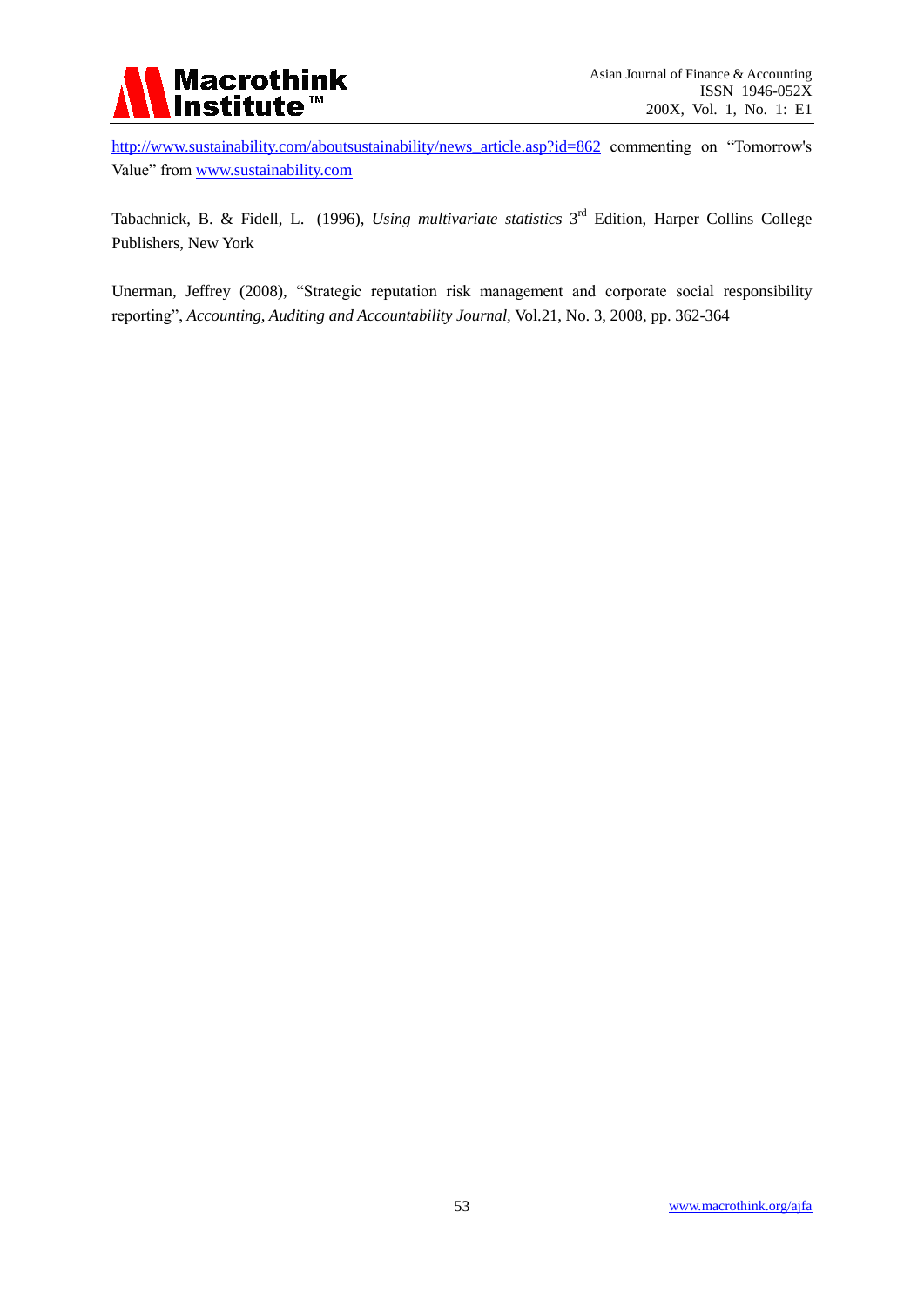http://www.sustainability.com/aboutsustainability/news_article.asp?id=862 commenting on "Tomorrow's Value" from www.sustainability.com

Tabachnick, B. & Fidell, L. (1996), *Using multivariate statistics* 3rd Edition, Harper Collins College Publishers, New York

Unerman, Jeffrey (2008), "Strategic reputation risk management and corporate social responsibility reporting", *Accounting, Auditing and Accountability Journal,* Vol.21, No. 3, 2008, pp. 362-364